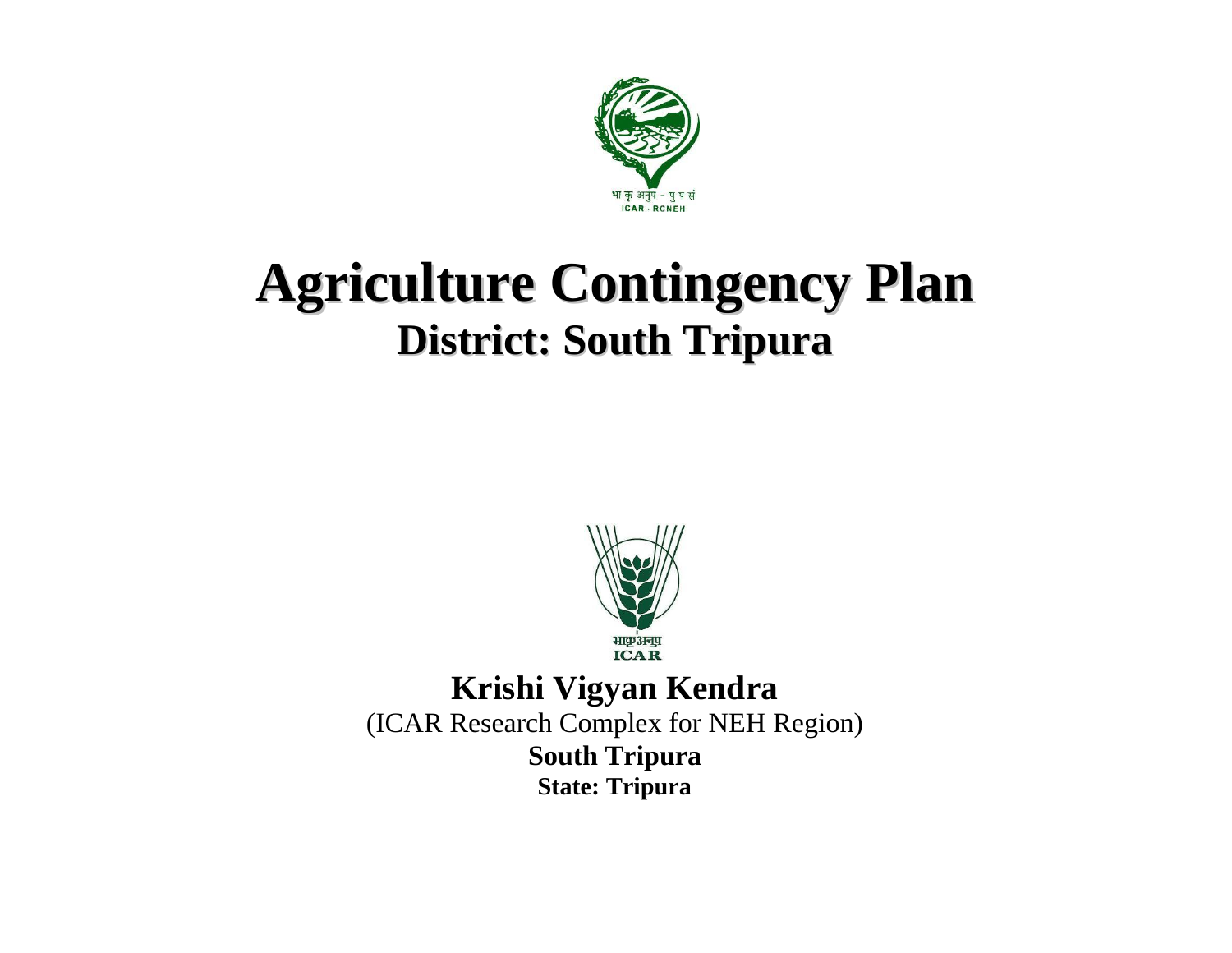भा कृ अनुप - पु प सं
ICAR - RCNEH

# Agriculture Contingency Plan

## District: South Tripura

भाकृअनुप
ICAR

**Krishi Vigyan Kendra**

(ICAR Research Complex for NEH Region)

**South Tripura**

**State: Tripura**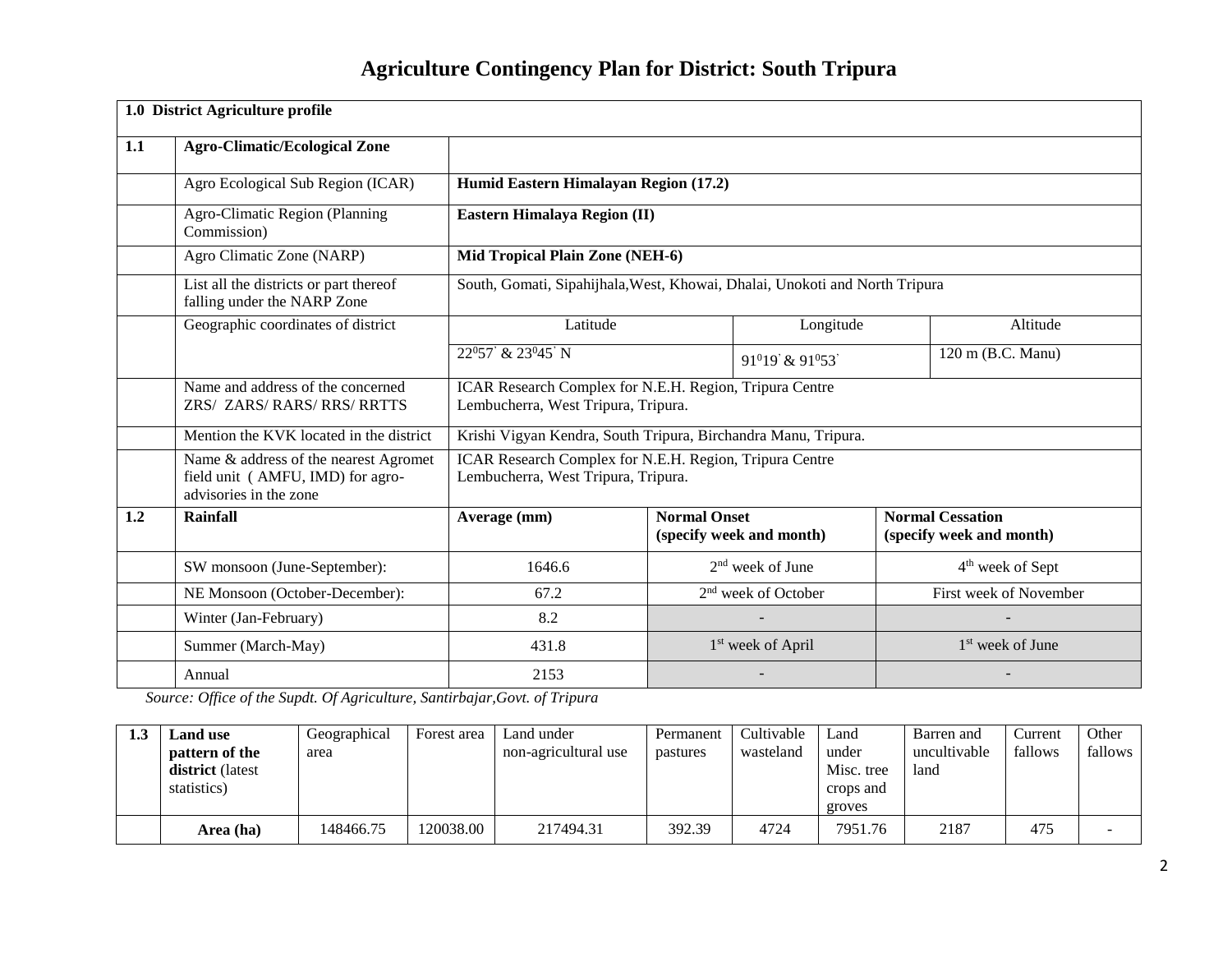# Agriculture Contingency Plan for District: South Tripura

| 1.0 District Agriculture profile | | | | | |
|---|---|---|---|---|---|
| **1.1** | **Agro-Climatic/Ecological Zone** | | | | |
| | Agro Ecological Sub Region (ICAR) | **Humid Eastern Himalayan Region (17.2)** | | | |
| | Agro-Climatic Region (Planning Commission) | **Eastern Himalaya Region (II)** | | | |
| | Agro Climatic Zone (NARP) | **Mid Tropical Plain Zone (NEH-6)** | | | |
| | List all the districts or part thereof falling under the NARP Zone | South, Gomati, Sipahijhala,West, Khowai, Dhalai, Unokoti and North Tripura | | | |
| | Geographic coordinates of district | Latitude | | Longitude | Altitude |
| | | $22^0 57^`$ & $23^0 45^`$ N | | $91^0 19^`$ & $91^0 53^`$ | 120 m (B.C. Manu) |
| | Name and address of the concerned ZRS/ ZARS/ RARS/ RRS/ RRTTS | ICAR Research Complex for N.E.H. Region, Tripura Centre Lembucherra, West Tripura, Tripura. | | | |
| | Mention the KVK located in the district | Krishi Vigyan Kendra, South Tripura, Birchandra Manu, Tripura. | | | |
| | Name & address of the nearest Agromet field unit ( AMFU, IMD) for agro-advisories in the zone | ICAR Research Complex for N.E.H. Region, Tripura Centre Lembucherra, West Tripura, Tripura. | | | |
| **1.2** | **Rainfall** | **Average (mm)** | **Normal Onset (specify week and month)** | | **Normal Cessation (specify week and month)** |
| | SW monsoon (June-September): | 1646.6 | 2nd week of June | | 4th week of Sept |
| | NE Monsoon (October-December): | 67.2 | 2nd week of October | | First week of November |
| | Winter (Jan-February) | 8.2 | - | | - |
| | Summer (March-May) | 431.8 | 1st week of April | | 1st week of June |
| | Annual | 2153 | - | | - |

*Source: Office of the Supdt. Of Agriculture, Santirbajar,Govt. of Tripura*

| 1.3 | Land use pattern of the district (latest statistics) | Geographical area | Forest area | Land under non-agricultural use | Permanent pastures | Cultivable wasteland | Land under Misc. tree crops and groves | Barren and uncultivable land | Current fallows | Other fallows |
|---|---|---|---|---|---|---|---|---|---|---|
| | **Area (ha)** | 148466.75 | 120038.00 | 217494.31 | 392.39 | 4724 | 7951.76 | 2187 | 475 | - |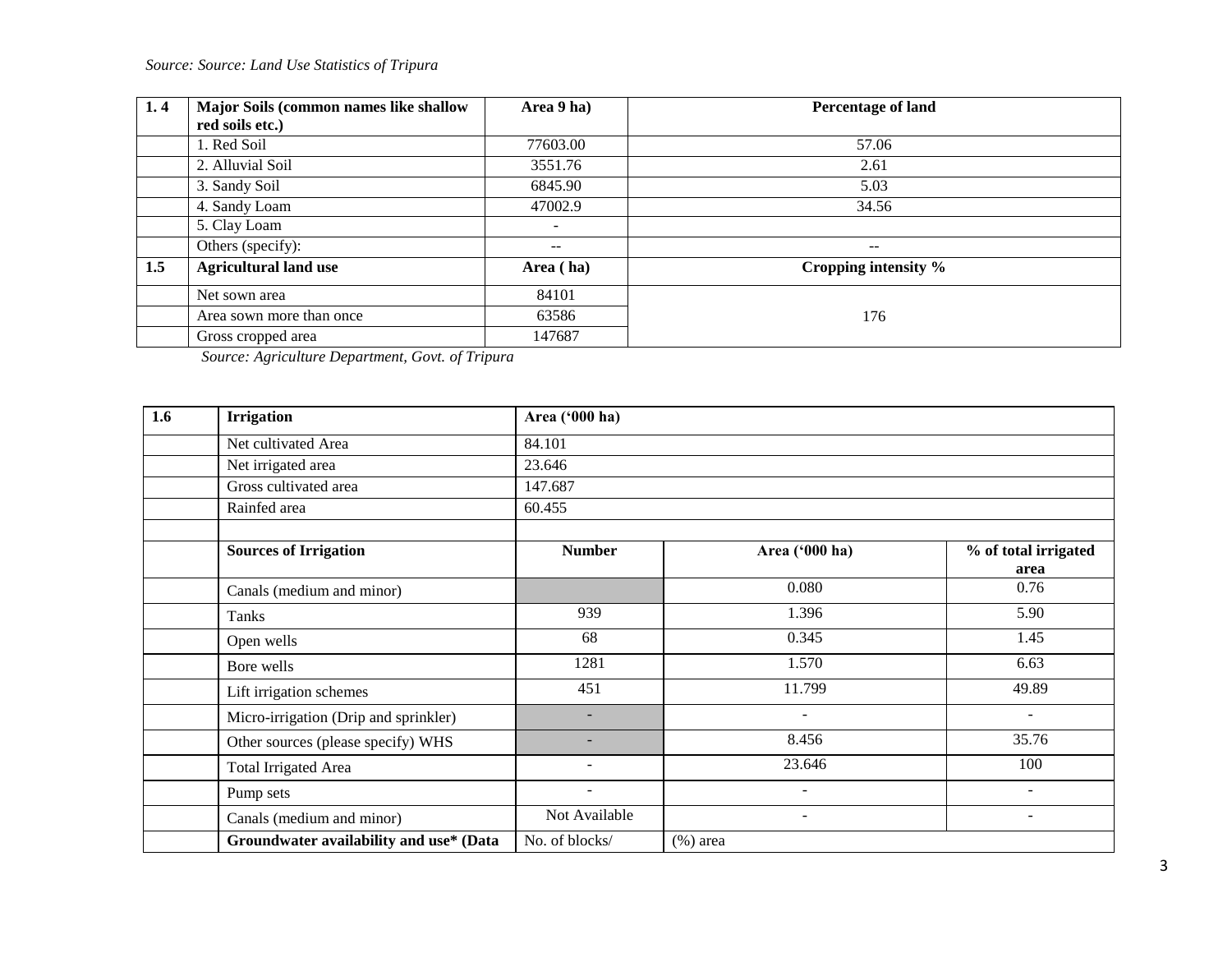*Source: Source: Land Use Statistics of Tripura*

| 1. 4 | Major Soils (common names like shallow red soils etc.) | Area 9 ha) | Percentage of land |
|---|---|---|---|
| | 1. Red Soil | 77603.00 | 57.06 |
| | 2. Alluvial Soil | 3551.76 | 2.61 |
| | 3. Sandy Soil | 6845.90 | 5.03 |
| | 4. Sandy Loam | 47002.9 | 34.56 |
| | 5. Clay Loam | - | |
| | Others (specify): | -- | -- |
| **1.5** | **Agricultural land use** | **Area ( ha)** | **Cropping intensity %** |
| | Net sown area | 84101 | 176 |
| | Area sown more than once | 63586 | |
| | Gross cropped area | 147687 | |

*Source: Agriculture Department, Govt. of Tripura*

| 1.6 | Irrigation | Area ('000 ha) | | |
|---|---|---|---|---|
| | Net cultivated Area | 84.101 | | |
| | Net irrigated area | 23.646 | | |
| | Gross cultivated area | 147.687 | | |
| | Rainfed area | 60.455 | | |
| | | | | |
| | **Sources of Irrigation** | **Number** | **Area ('000 ha)** | **% of total irrigated area** |
| | Canals (medium and minor) | | 0.080 | 0.76 |
| | Tanks | 939 | 1.396 | 5.90 |
| | Open wells | 68 | 0.345 | 1.45 |
| | Bore wells | 1281 | 1.570 | 6.63 |
| | Lift irrigation schemes | 451 | 11.799 | 49.89 |
| | Micro-irrigation (Drip and sprinkler) | - | - | - |
| | Other sources (please specify) WHS | - | 8.456 | 35.76 |
| | Total Irrigated Area | - | 23.646 | 100 |
| | Pump sets | - | - | - |
| | Canals (medium and minor) | Not Available | - | - |
| | **Groundwater availability and use* (Data** | No. of blocks/ | (%) area | |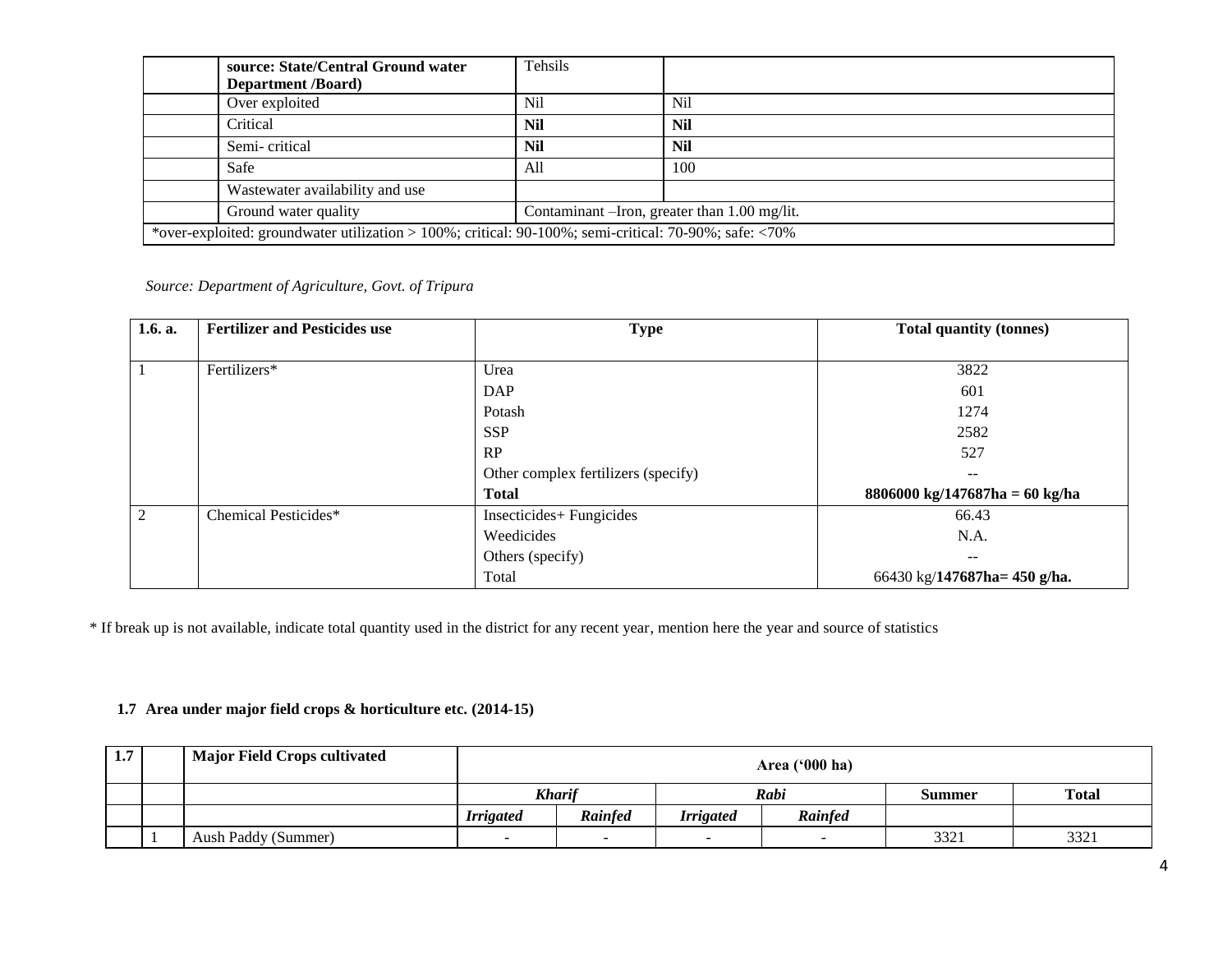| | | | |
|---|---|---|---|
| | **source: State/Central Ground water Department /Board)** | Tehsils | |
| | Over exploited | Nil | Nil |
| | Critical | **Nil** | **Nil** |
| | Semi- critical | **Nil** | **Nil** |
| | Safe | All | 100 |
| | Wastewater availability and use | | |
| | Ground water quality | Contaminant –Iron, greater than 1.00 mg/lit. | |
| *over-exploited: groundwater utilization > 100%; critical: 90-100%; semi-critical: 70-90%; safe: <70% | | | |

*Source: Department of Agriculture, Govt. of Tripura*

| **1.6. a.** | **Fertilizer and Pesticides use** | **Type** | **Total quantity (tonnes)** |
|---|---|---|---|
| 1 | Fertilizers* | Urea | 3822 |
| | | DAP | 601 |
| | | Potash | 1274 |
| | | SSP | 2582 |
| | | RP | 527 |
| | | Other complex fertilizers (specify) | -- |
| | | **Total** | **8806000 kg/147687ha = 60 kg/ha** |
| 2 | Chemical Pesticides* | Insecticides+ Fungicides | 66.43 |
| | | Weedicides | N.A. |
| | | Others (specify) | -- |
| | | Total | 66430 kg/**147687ha= 450 g/ha.** |

* If break up is not available, indicate total quantity used in the district for any recent year, mention here the year and source of statistics

### 1.7 Area under major field crops & horticulture etc. (2014-15)

| **1.7** | | **Major Field Crops cultivated** | **Area ('000 ha)** | | | | | |
|---|---|---|---|---|---|---|---|---|
| | | | ***Kharif*** | | ***Rabi*** | | **Summer** | **Total** |
| | | | ***Irrigated*** | ***Rainfed*** | ***Irrigated*** | ***Rainfed*** | | |
| | 1 | Aush Paddy (Summer) | - | - | - | - | 3321 | 3321 |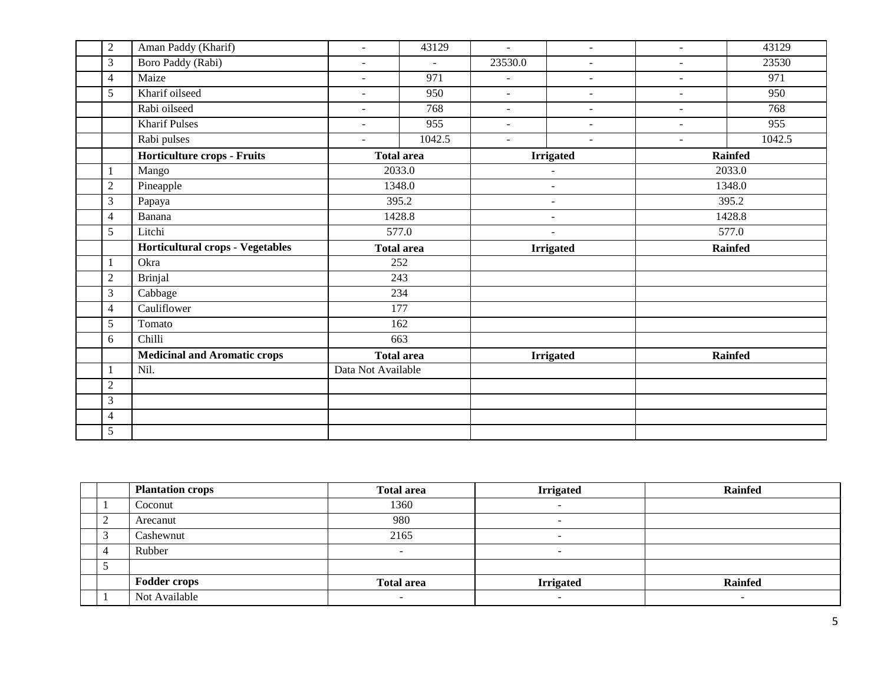| | | | | | | | |
|---|---|---|---|---|---|---|---|
| 2 | Aman Paddy (Kharif) | - | 43129 | - | - | - | 43129 |
| 3 | Boro Paddy (Rabi) | - | - | 23530.0 | - | - | 23530 |
| 4 | Maize | - | 971 | - | - | - | 971 |
| 5 | Kharif oilseed | - | 950 | - | - | - | 950 |
| | Rabi oilseed | - | 768 | - | - | - | 768 |
| | Kharif Pulses | - | 955 | - | - | - | 955 |
| | Rabi pulses | - | 1042.5 | - | - | - | 1042.5 |

| | Horticulture crops - Fruits | Total area | Irrigated | Rainfed |
|---|---|---|---|---|
| 1 | Mango | 2033.0 | - | 2033.0 |
| 2 | Pineapple | 1348.0 | - | 1348.0 |
| 3 | Papaya | 395.2 | - | 395.2 |
| 4 | Banana | 1428.8 | - | 1428.8 |
| 5 | Litchi | 577.0 | - | 577.0 |

| | Horticultural crops - Vegetables | Total area | Irrigated | Rainfed |
|---|---|---|---|---|
| 1 | Okra | 252 | | |
| 2 | Brinjal | 243 | | |
| 3 | Cabbage | 234 | | |
| 4 | Cauliflower | 177 | | |
| 5 | Tomato | 162 | | |
| 6 | Chilli | 663 | | |

| | Medicinal and Aromatic crops | Total area | Irrigated | Rainfed |
|---|---|---|---|---|
| 1 | Nil. | Data Not Available | | |
| 2 | | | | |
| 3 | | | | |
| 4 | | | | |
| 5 | | | | |

| | Plantation crops | Total area | Irrigated | Rainfed |
|---|---|---|---|---|
| 1 | Coconut | 1360 | - | |
| 2 | Arecanut | 980 | - | |
| 3 | Cashewnut | 2165 | - | |
| 4 | Rubber | - | - | |
| 5 | | | | |

| | Fodder crops | Total area | Irrigated | Rainfed |
|---|---|---|---|---|
| 1 | Not Available | - | - | - |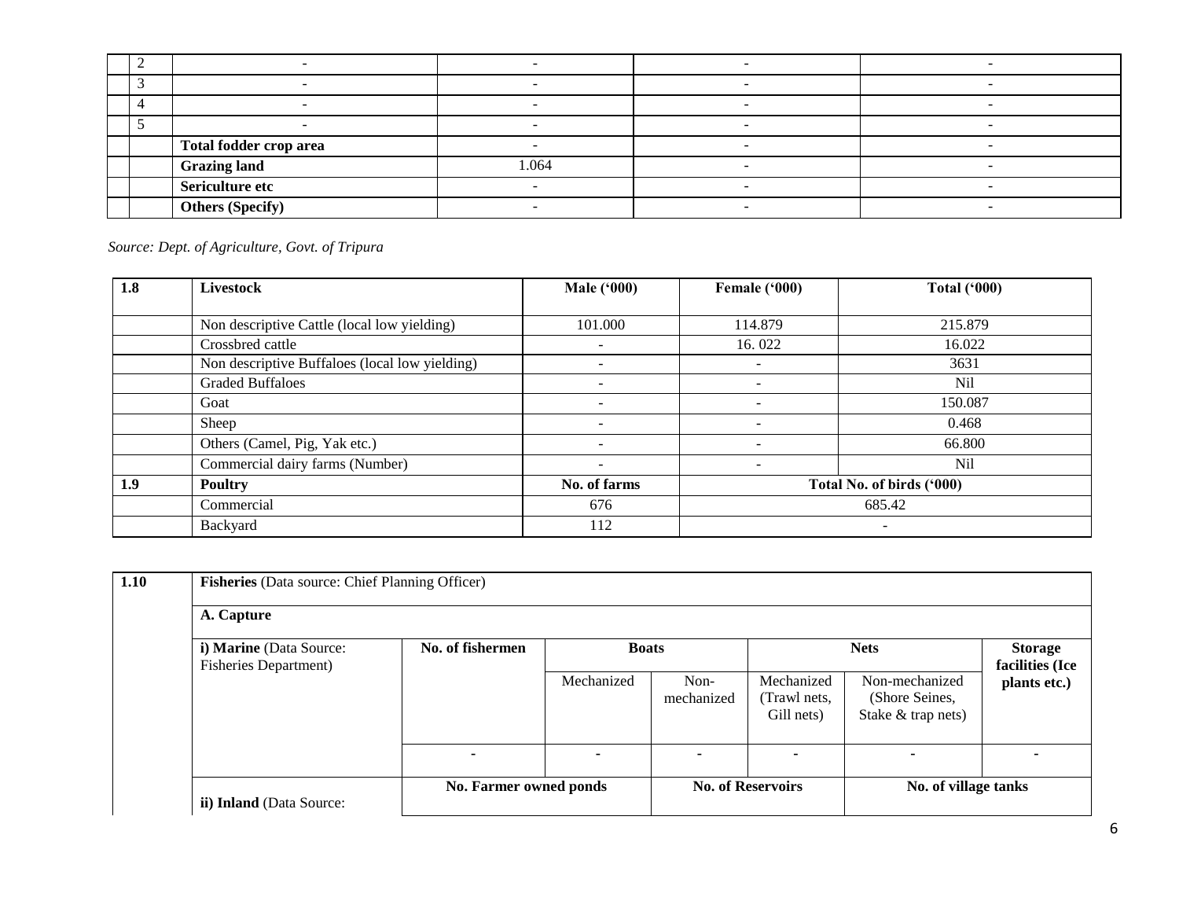| | | | | | |
|---|---|---|---|---|---|
| | 2 | - | - | - | - |
| | 3 | - | - | - | - |
| | 4 | - | - | - | - |
| | 5 | - | - | - | - |
| | | **Total fodder crop area** | - | - | - |
| | | **Grazing land** | 1.064 | - | - |
| | | **Sericulture etc** | - | - | - |
| | | **Others (Specify)** | - | - | - |

*Source: Dept. of Agriculture, Govt. of Tripura*

| **1.8** | **Livestock** | **Male ('000)** | **Female ('000)** | **Total ('000)** |
|---|---|---|---|---|
| | Non descriptive Cattle (local low yielding) | 101.000 | 114.879 | 215.879 |
| | Crossbred cattle | - | 16. 022 | 16.022 |
| | Non descriptive Buffaloes (local low yielding) | - | - | 3631 |
| | Graded Buffaloes | - | - | Nil |
| | Goat | - | - | 150.087 |
| | Sheep | - | - | 0.468 |
| | Others (Camel, Pig, Yak etc.) | - | - | 66.800 |
| | Commercial dairy farms (Number) | - | - | Nil |
| **1.9** | **Poultry** | **No. of farms** | **Total No. of birds ('000)** | |
| | Commercial | 676 | 685.42 | |
| | Backyard | 112 | - | |

| **1.10** | **Fisheries** (Data source: Chief Planning Officer) | | | | | | |
|---|---|---|---|---|---|---|---|
| | **A. Capture** | | | | | | |
| | **i) Marine** (Data Source: Fisheries Department) | **No. of fishermen** | **Boats** | | **Nets** | | **Storage facilities (Ice plants etc.)** |
| | | | Mechanized | Non-mechanized | Mechanized (Trawl nets, Gill nets) | Non-mechanized (Shore Seines, Stake & trap nets) | |
| | | - | - | - | - | - | - |
| | **ii) Inland** (Data Source: | **No. Farmer owned ponds** | | **No. of Reservoirs** | | **No. of village tanks** | |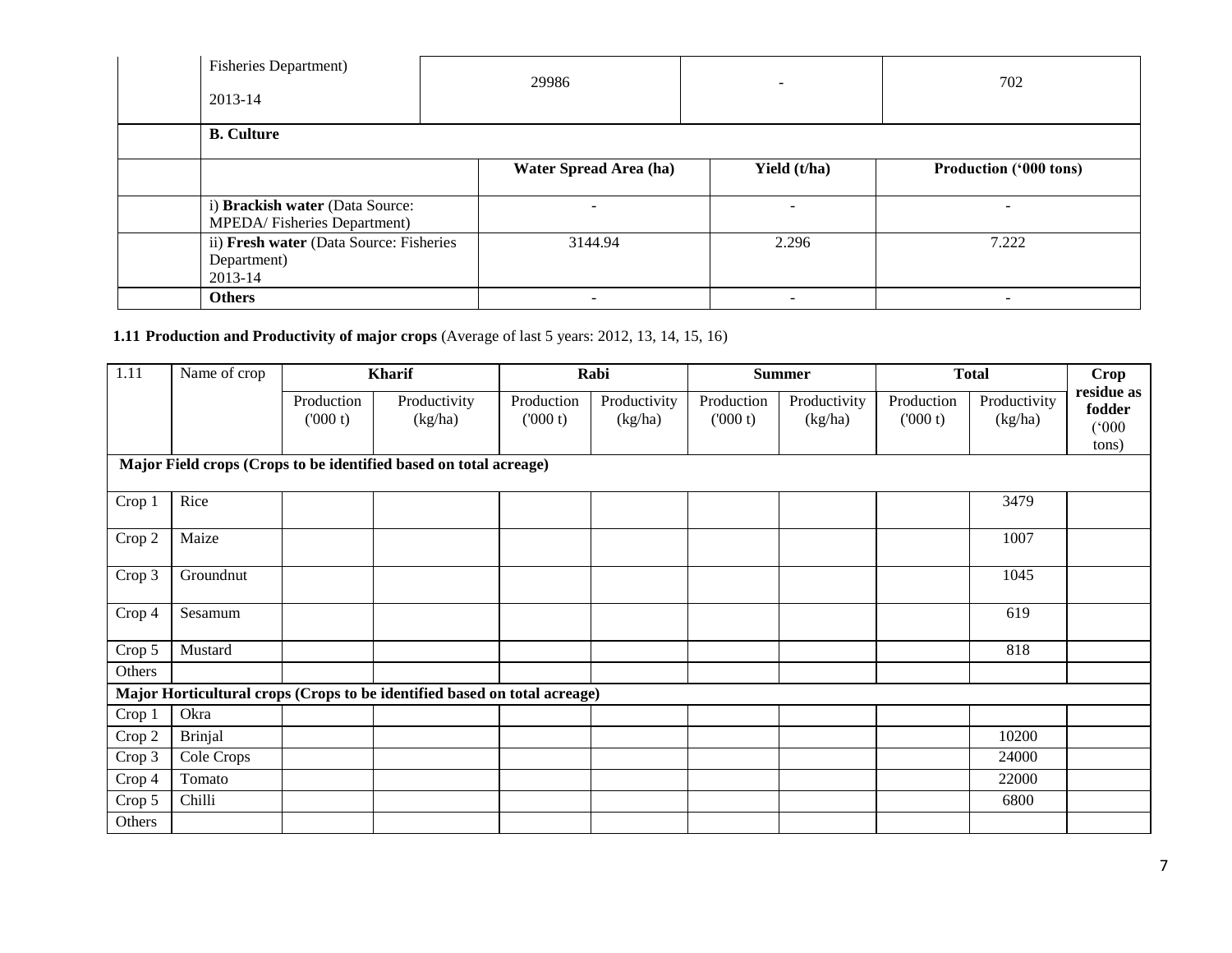| | | | | |
|---|---|---|---|---|
| | Fisheries Department) 2013-14 | 29986 | - | 702 |
| | **B. Culture** | | | |
| | | **Water Spread Area (ha)** | **Yield (t/ha)** | **Production ('000 tons)** |
| | i) **Brackish water** (Data Source: MPEDA/ Fisheries Department) | - | - | - |
| | ii) **Fresh water** (Data Source: Fisheries Department) 2013-14 | 3144.94 | 2.296 | 7.222 |
| | **Others** | - | - | - |

**1.11 Production and Productivity of major crops** (Average of last 5 years: 2012, 13, 14, 15, 16)

| 1.11 | Name of crop | **Kharif** | | **Rabi** | | **Summer** | | **Total** | | **Crop residue as fodder** ('000 tons) |
|---|---|---|---|---|---|---|---|---|---|---|
| | | Production ('000 t) | Productivity (kg/ha) | Production ('000 t) | Productivity (kg/ha) | Production ('000 t) | Productivity (kg/ha) | Production ('000 t) | Productivity (kg/ha) | |
| **Major Field crops (Crops to be identified based on total acreage)** | | | | | | | | | | |
| Crop 1 | Rice | | | | | | | | 3479 | |
| Crop 2 | Maize | | | | | | | | 1007 | |
| Crop 3 | Groundnut | | | | | | | | 1045 | |
| Crop 4 | Sesamum | | | | | | | | 619 | |
| Crop 5 | Mustard | | | | | | | | 818 | |
| Others | | | | | | | | | | |
| **Major Horticultural crops (Crops to be identified based on total acreage)** | | | | | | | | | | |
| Crop 1 | Okra | | | | | | | | | |
| Crop 2 | Brinjal | | | | | | | | 10200 | |
| Crop 3 | Cole Crops | | | | | | | | 24000 | |
| Crop 4 | Tomato | | | | | | | | 22000 | |
| Crop 5 | Chilli | | | | | | | | 6800 | |
| Others | | | | | | | | | | |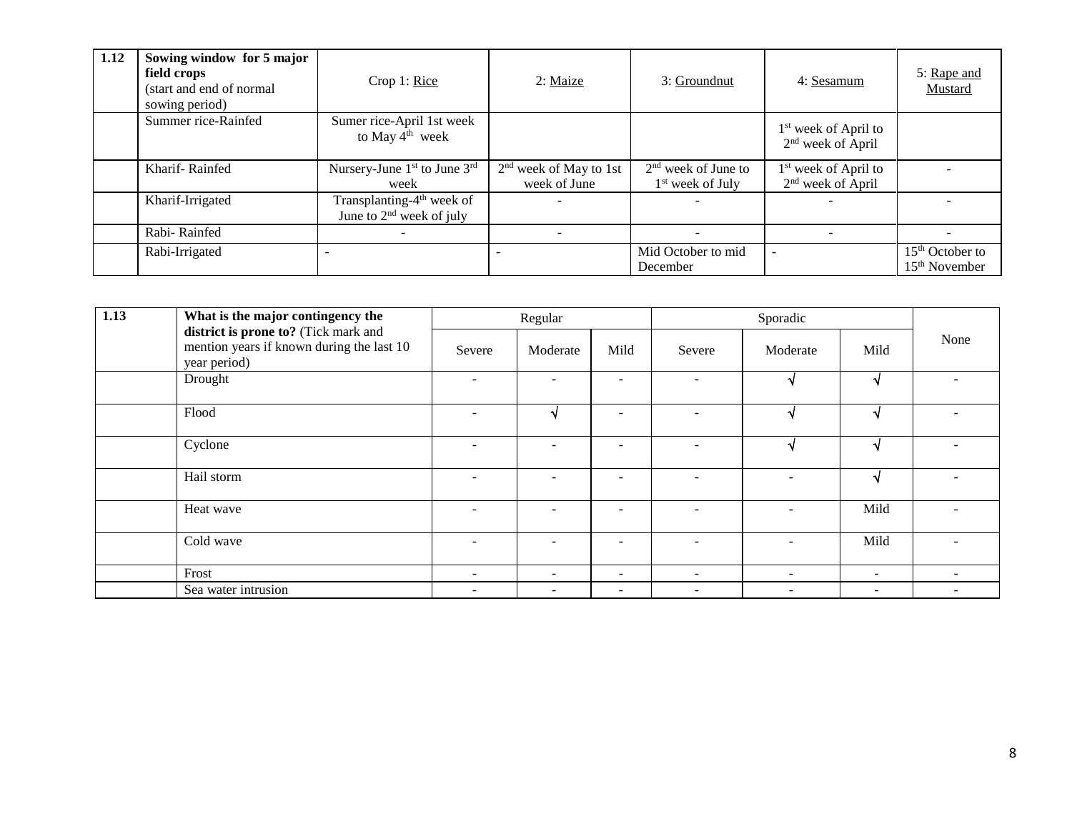| 1.12 | Sowing window for 5 major field crops (start and end of normal sowing period) | Crop 1: Rice | 2: Maize | 3: Groundnut | 4: Sesamum | 5: Rape and Mustard |
|---|---|---|---|---|---|---|
| | Summer rice-Rainfed | Sumer rice-April 1st week to May 4th week | | | 1st week of April to 2nd week of April | |
| | Kharif- Rainfed | Nursery-June 1st to June 3rd week | 2nd week of May to 1st week of June | 2nd week of June to 1st week of July | 1st week of April to 2nd week of April | - |
| | Kharif-Irrigated | Transplanting-4th week of June to 2nd week of july | - | - | - | - |
| | Rabi- Rainfed | - | - | - | - | - |
| | Rabi-Irrigated | - | - | Mid October to mid December | - | 15th October to 15th November |

| 1.13 | What is the major contingency the district is prone to? (Tick mark and mention years if known during the last 10 year period) | Regular | | | Sporadic | | | None |
|---|---|---|---|---|---|---|---|---|
| | | Severe | Moderate | Mild | Severe | Moderate | Mild | |
| | Drought | - | - | - | - | √ | √ | - |
| | Flood | - | √ | - | - | √ | √ | - |
| | Cyclone | - | - | - | - | √ | √ | - |
| | Hail storm | - | - | - | - | - | √ | - |
| | Heat wave | - | - | - | - | - | Mild | - |
| | Cold wave | - | - | - | - | - | Mild | - |
| | Frost | - | - | - | - | - | - | - |
| | Sea water intrusion | - | - | - | - | - | - | - |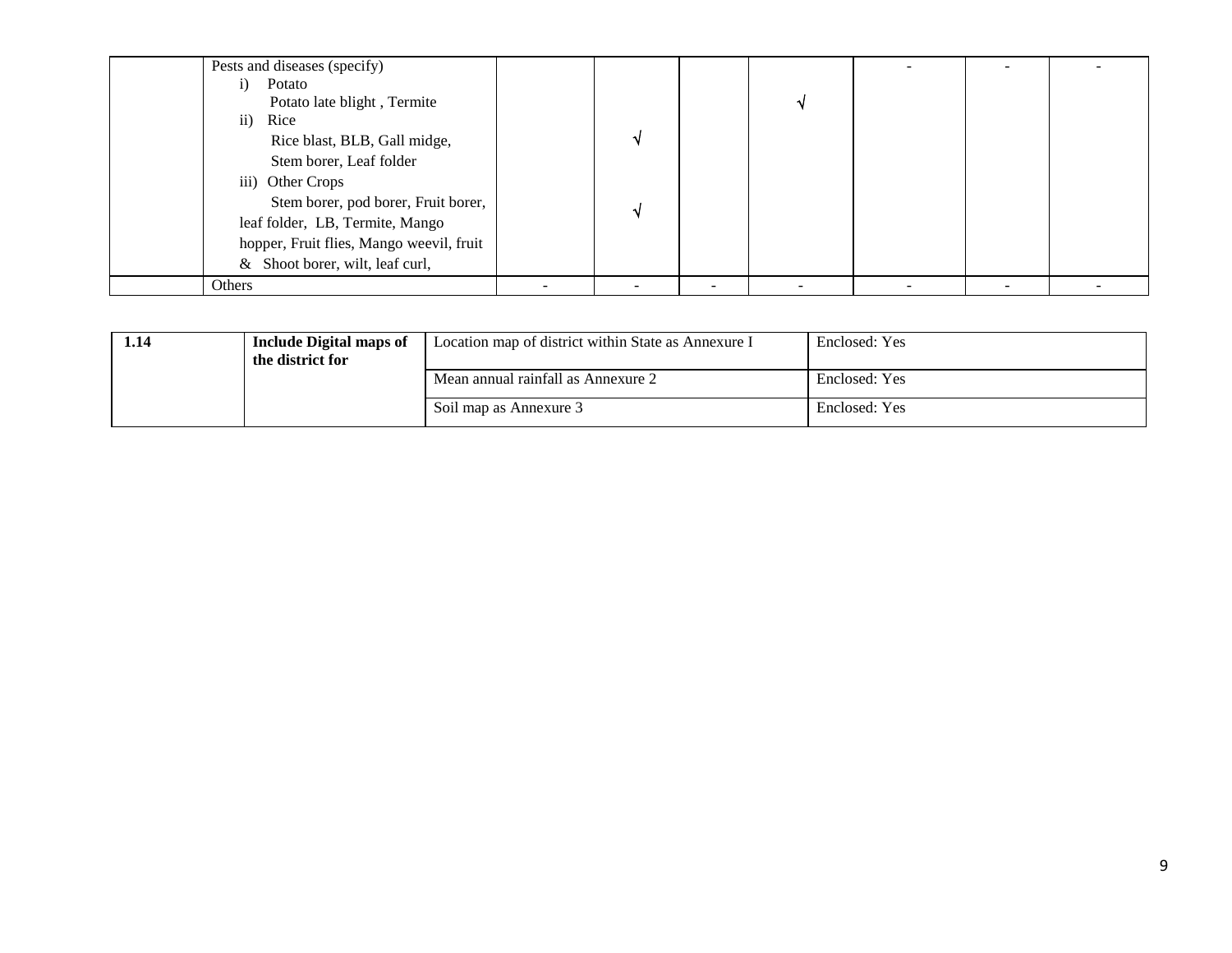| | | | | | | | | |
|---|---|---|---|---|---|---|---|---|
| | Pests and diseases (specify) | | | | | - | - | - |
| | i) Potato | | | | | | | |
| | Potato late blight , Termite | | | | √ | | | |
| | ii) Rice | | | | | | | |
| | Rice blast, BLB, Gall midge, Stem borer, Leaf folder | | √ | | | | | |
| | iii) Other Crops | | | | | | | |
| | Stem borer, pod borer, Fruit borer, leaf folder, LB, Termite, Mango hopper, Fruit flies, Mango weevil, fruit & Shoot borer, wilt, leaf curl, | | √ | | | | | |
| | Others | - | - | - | - | - | - | - |

| | | | |
|---|---|---|---|
| **1.14** | **Include Digital maps of the district for** | Location map of district within State as Annexure I | Enclosed: Yes |
| | | Mean annual rainfall as Annexure 2 | Enclosed: Yes |
| | | Soil map as Annexure 3 | Enclosed: Yes |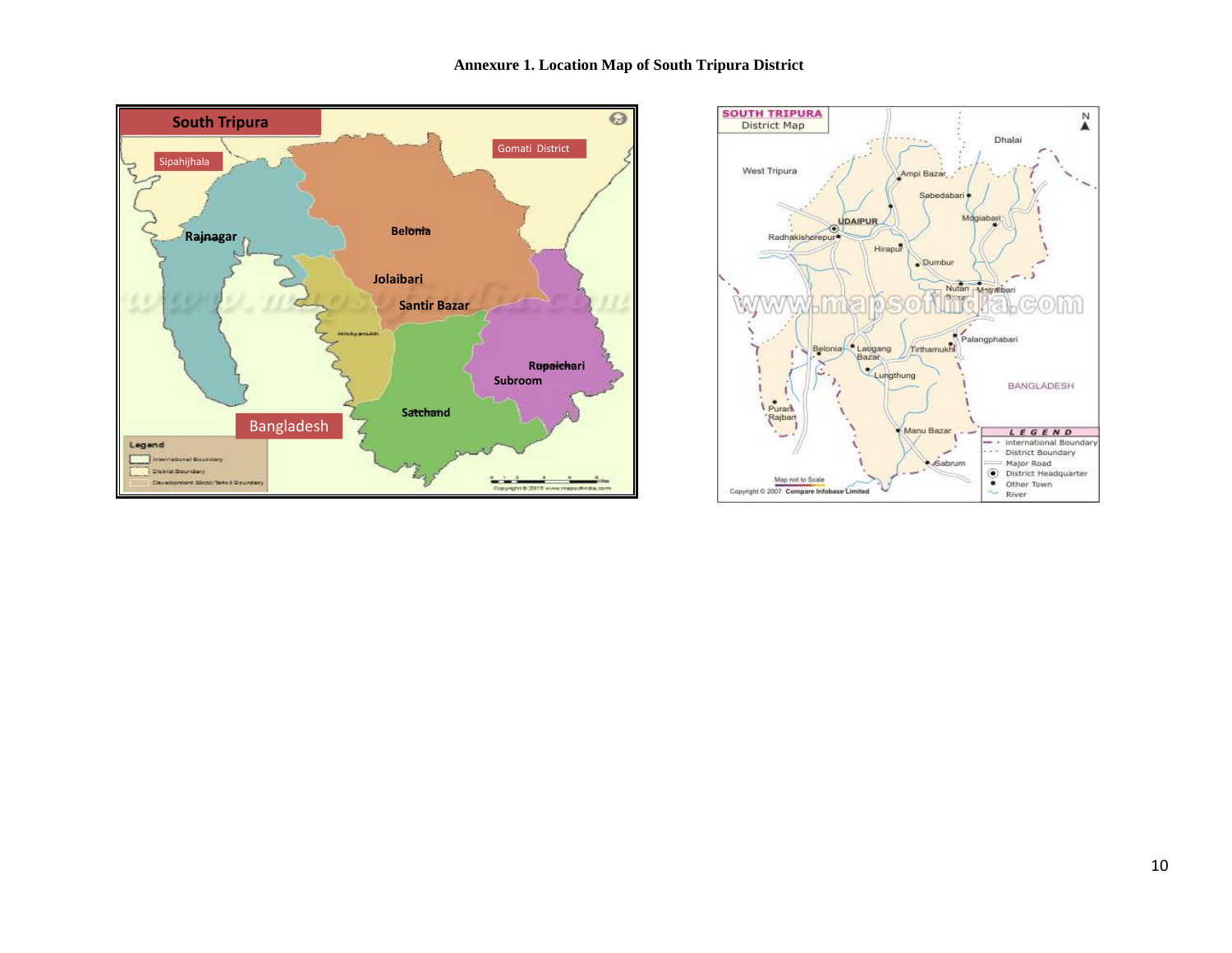**Annexure 1. Location Map of South Tripura District**

South Tripura
Sipahijhala
Gomati District
Rajnagar
Belonia
Jolaibari
Santir Bazar
Hrishyamukh
Rupaichari
Subroom
Satchand
Bangladesh
Legend
International Boundary
District Boundary
Development Block/Tehsil Boundary
Copyright © 2019 www.mapsofindia.com

SOUTH TRIPURA
District Map
N
Dhalai
West Tripura
Ampi Bazar
Sabedabari
UDAIPUR
Mogiabari
Radhakishorepur
Hirapur
Dumbur
Nutan Bazar
Matraibari
www.mapsofindia.com
Palangphabari
Belonia
Laogang Bazar
Tirthamukh
Lungthung
BANGLADESH
Puran Rajbari
Manu Bazar
Sabrum
Map not to Scale
Copyright © 2007 Compare Infobase Limited
LEGEND
International Boundary
District Boundary
Major Road
District Headquarter
Other Town
River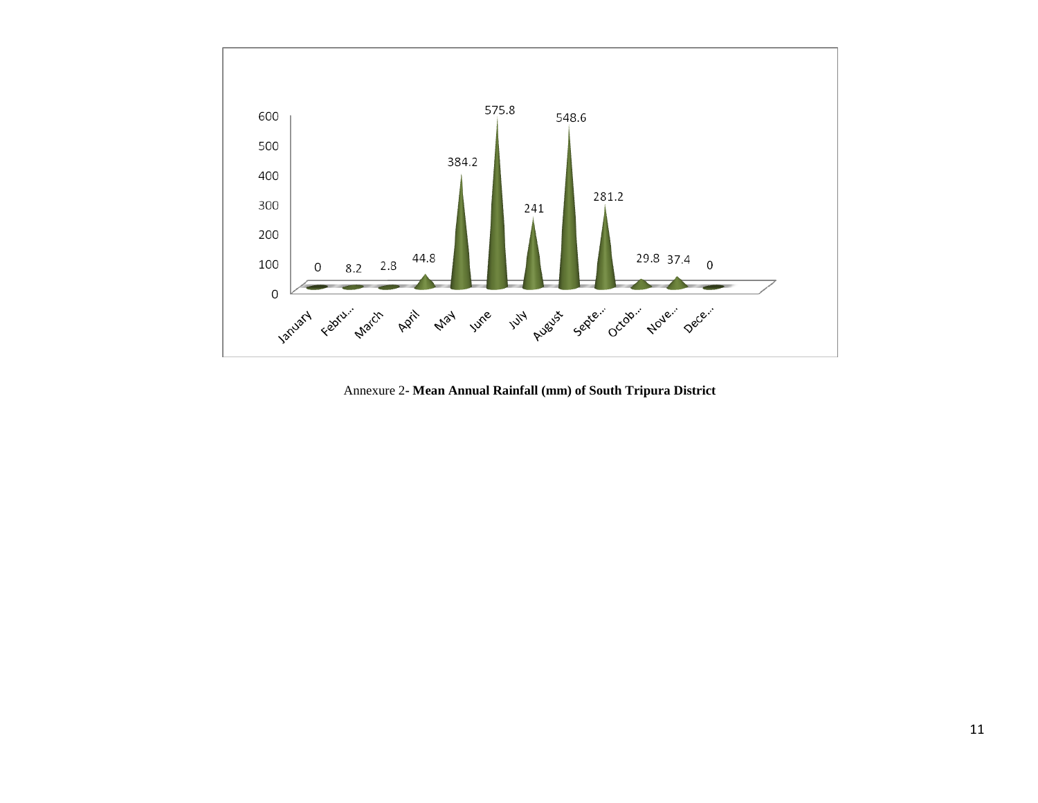600
500
400
300
200
100
0

0
8.2
2.8
44.8
384.2
575.8
241
548.6
281.2
29.8
37.4
0

January
Febru...
March
April
May
June
July
August
Septe...
Octob...
Nove...
Dece...

Annexure 2- **Mean Annual Rainfall (mm) of South Tripura District**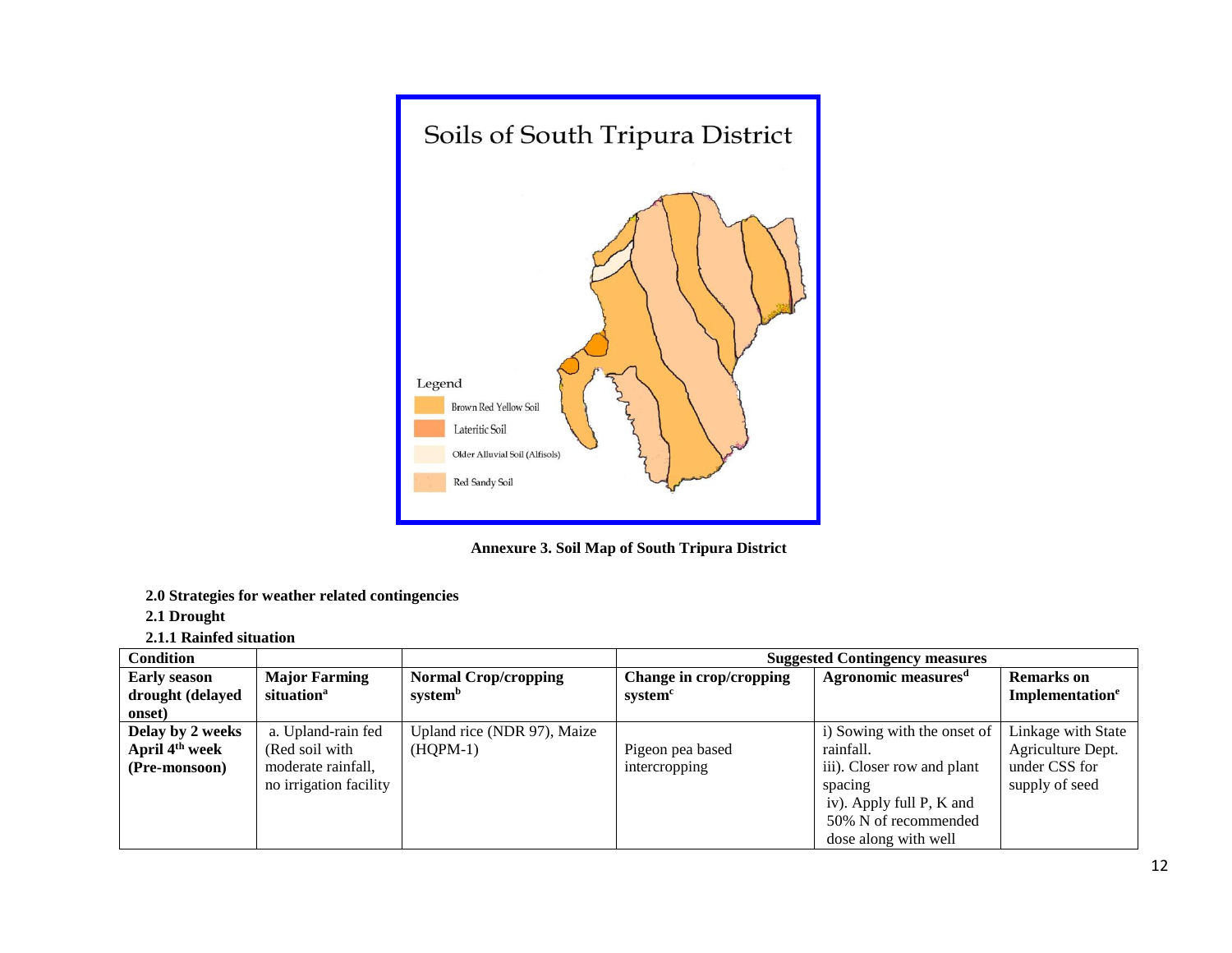Soils of South Tripura District

Legend

Brown Red Yellow Soil

Lateritic Soil

Older Alluvial Soil (Alfisols)

Red Sandy Soil

**Annexure 3. Soil Map of South Tripura District**

**2.0 Strategies for weather related contingencies**

**2.1 Drought**

**2.1.1 Rainfed situation**

| **Condition** | | | **Suggested Contingency measures** | | |
|---|---|---|---|---|---|
| **Early season drought (delayed onset)** | **Major Farming situation[a]** | **Normal Crop/cropping system[b]** | **Change in crop/cropping system[c]** | **Agronomic measures[d]** | **Remarks on Implementation[e]** |
| **Delay by 2 weeks April 4[th] week (Pre-monsoon)** | a. Upland-rain fed (Red soil with moderate rainfall, no irrigation facility | Upland rice (NDR 97), Maize (HQPM-1) | Pigeon pea based intercropping | i) Sowing with the onset of rainfall.<br>iii). Closer row and plant spacing<br>iv). Apply full P, K and 50% N of recommended dose along with well | Linkage with State Agriculture Dept. under CSS for supply of seed |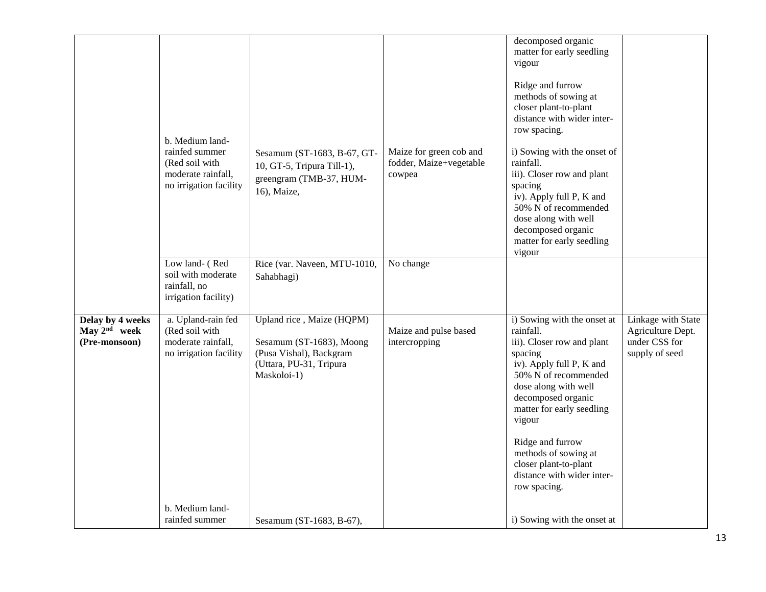| | | | | | |
|---|---|---|---|---|---|
| | | | | decomposed organic matter for early seedling vigour<br><br>Ridge and furrow methods of sowing at closer plant-to-plant distance with wider inter-row spacing. | |
| | b. Medium land-rainfed summer (Red soil with moderate rainfall, no irrigation facility | Sesamum (ST-1683, B-67, GT-10, GT-5, Tripura Till-1), greengram (TMB-37, HUM-16), Maize, | Maize for green cob and fodder, Maize+vegetable cowpea | i) Sowing with the onset of rainfall.<br>iii). Closer row and plant spacing<br>iv). Apply full P, K and 50% N of recommended dose along with well decomposed organic matter for early seedling vigour | |
| | Low land- ( Red soil with moderate rainfall, no irrigation facility) | Rice (var. Naveen, MTU-1010, Sahabhagi) | No change | | |
| **Delay by 4 weeks May 2nd week (Pre-monsoon)** | a. Upland-rain fed (Red soil with moderate rainfall, no irrigation facility | Upland rice , Maize (HQPM)<br>Sesamum (ST-1683), Moong (Pusa Vishal), Backgram (Uttara, PU-31, Tripura Maskoloi-1) | Maize and pulse based intercropping | i) Sowing with the onset at rainfall.<br>iii). Closer row and plant spacing<br>iv). Apply full P, K and 50% N of recommended dose along with well decomposed organic matter for early seedling vigour<br><br>Ridge and furrow methods of sowing at closer plant-to-plant distance with wider inter-row spacing. | Linkage with State Agriculture Dept. under CSS for supply of seed |
| | b. Medium land-rainfed summer | Sesamum (ST-1683, B-67), | | i) Sowing with the onset at | |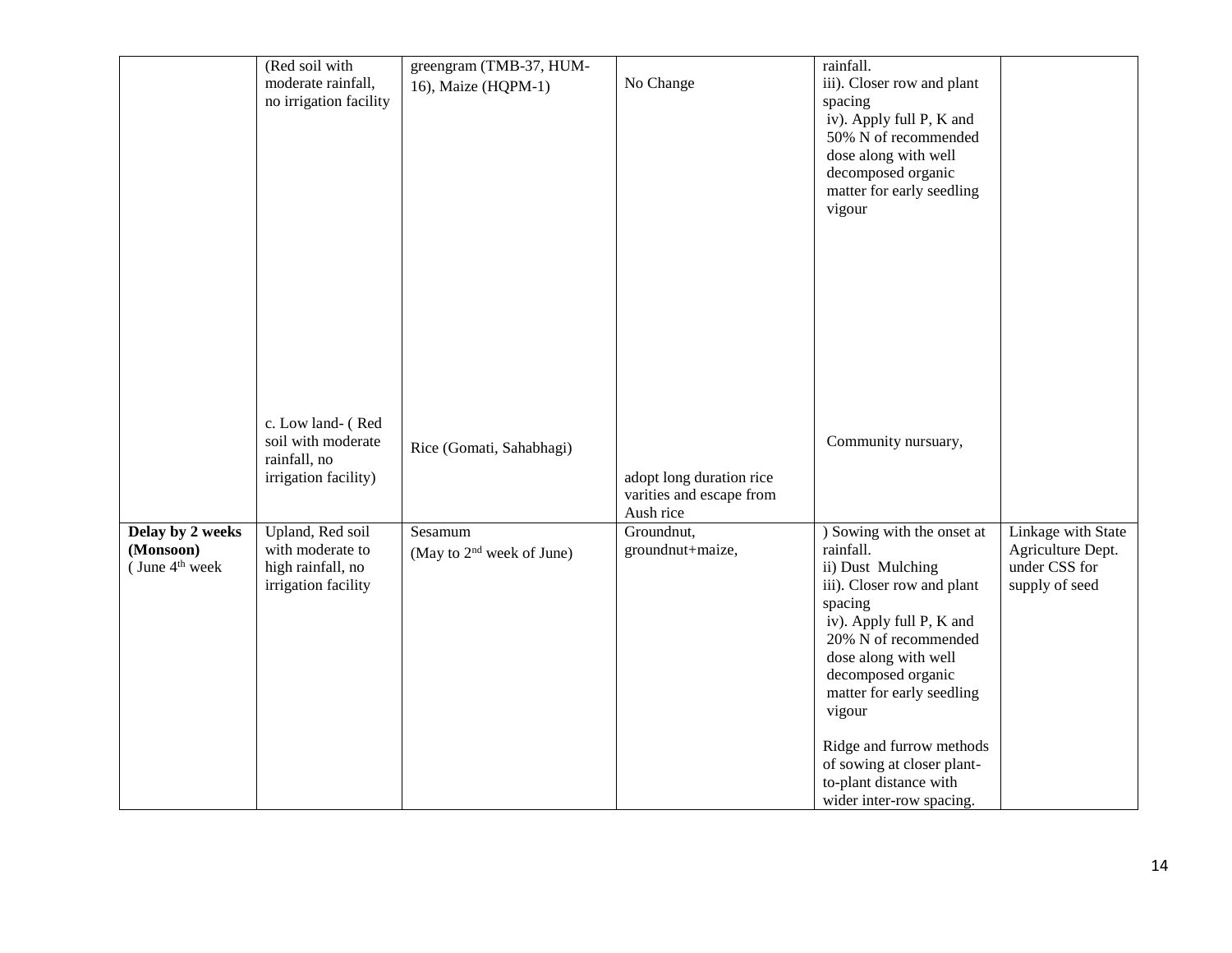| | | | | | |
|---|---|---|---|---|---|
| | (Red soil with moderate rainfall, no irrigation facility | greengram (TMB-37, HUM-16), Maize (HQPM-1) | No Change | rainfall.<br>iii). Closer row and plant spacing<br>iv). Apply full P, K and 50% N of recommended dose along with well decomposed organic matter for early seedling vigour | |
| | c. Low land- ( Red soil with moderate rainfall, no irrigation facility) | Rice (Gomati, Sahabhagi) | adopt long duration rice varities and escape from Aush rice | Community nursuary, | |
| **Delay by 2 weeks (Monsoon)**<br>( June 4th week | Upland, Red soil with moderate to high rainfall, no irrigation facility | Sesamum<br>(May to 2nd week of June) | Groundnut, groundnut+maize, | ) Sowing with the onset at rainfall.<br>ii) Dust Mulching<br>iii). Closer row and plant spacing<br>iv). Apply full P, K and 20% N of recommended dose along with well decomposed organic matter for early seedling vigour<br><br>Ridge and furrow methods of sowing at closer plant-to-plant distance with wider inter-row spacing. | Linkage with State Agriculture Dept. under CSS for supply of seed |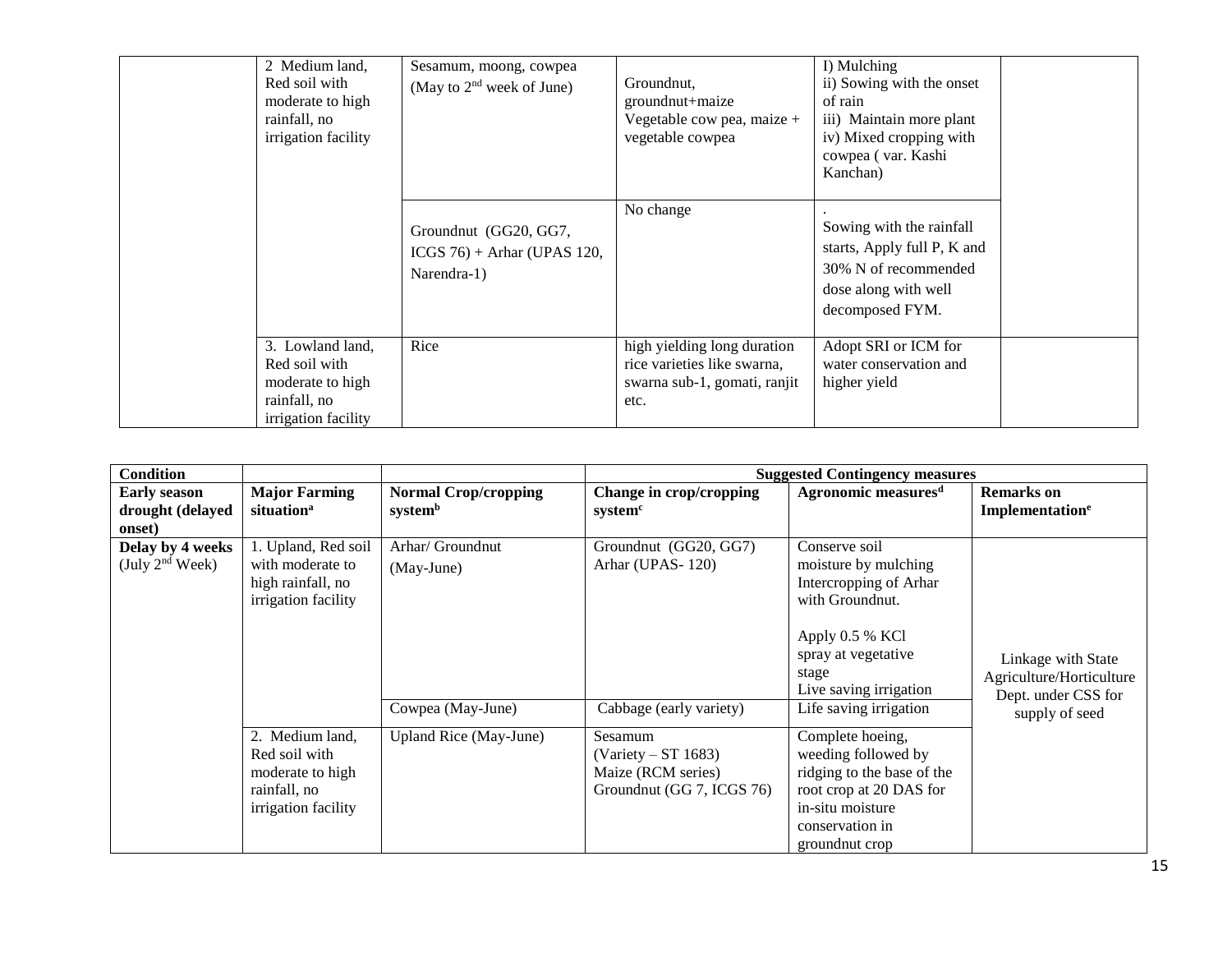| | | | | | |
|---|---|---|---|---|---|
| | 2 Medium land, Red soil with moderate to high rainfall, no irrigation facility | Sesamum, moong, cowpea (May to 2nd week of June) | Groundnut, groundnut+maize Vegetable cow pea, maize + vegetable cowpea | I) Mulching ii) Sowing with the onset of rain iii) Maintain more plant iv) Mixed cropping with cowpea ( var. Kashi Kanchan) | |
| | | Groundnut (GG20, GG7, ICGS 76) + Arhar (UPAS 120, Narendra-1) | No change | . Sowing with the rainfall starts, Apply full P, K and 30% N of recommended dose along with well decomposed FYM. | |
| | 3. Lowland land, Red soil with moderate to high rainfall, no irrigation facility | Rice | high yielding long duration rice varieties like swarna, swarna sub-1, gomati, ranjit etc. | Adopt SRI or ICM for water conservation and higher yield | |

| **Condition** | | | **Suggested Contingency measures** | | |
|---|---|---|---|---|---|
| **Early season drought (delayed onset)** | **Major Farming situation[a]** | **Normal Crop/cropping system[b]** | **Change in crop/cropping system[c]** | **Agronomic measures[d]** | **Remarks on Implementation[e]** |
| **Delay by 4 weeks** (July 2nd Week) | 1. Upland, Red soil with moderate to high rainfall, no irrigation facility | Arhar/ Groundnut (May-June) | Groundnut (GG20, GG7) Arhar (UPAS- 120) | Conserve soil moisture by mulching Intercropping of Arhar with Groundnut. Apply 0.5 % KCl spray at vegetative stage Live saving irrigation | Linkage with State Agriculture/Horticulture Dept. under CSS for supply of seed |
| | | Cowpea (May-June) | Cabbage (early variety) | Life saving irrigation | |
| | 2. Medium land, Red soil with moderate to high rainfall, no irrigation facility | Upland Rice (May-June) | Sesamum (Variety – ST 1683) Maize (RCM series) Groundnut (GG 7, ICGS 76) | Complete hoeing, weeding followed by ridging to the base of the root crop at 20 DAS for in-situ moisture conservation in groundnut crop | |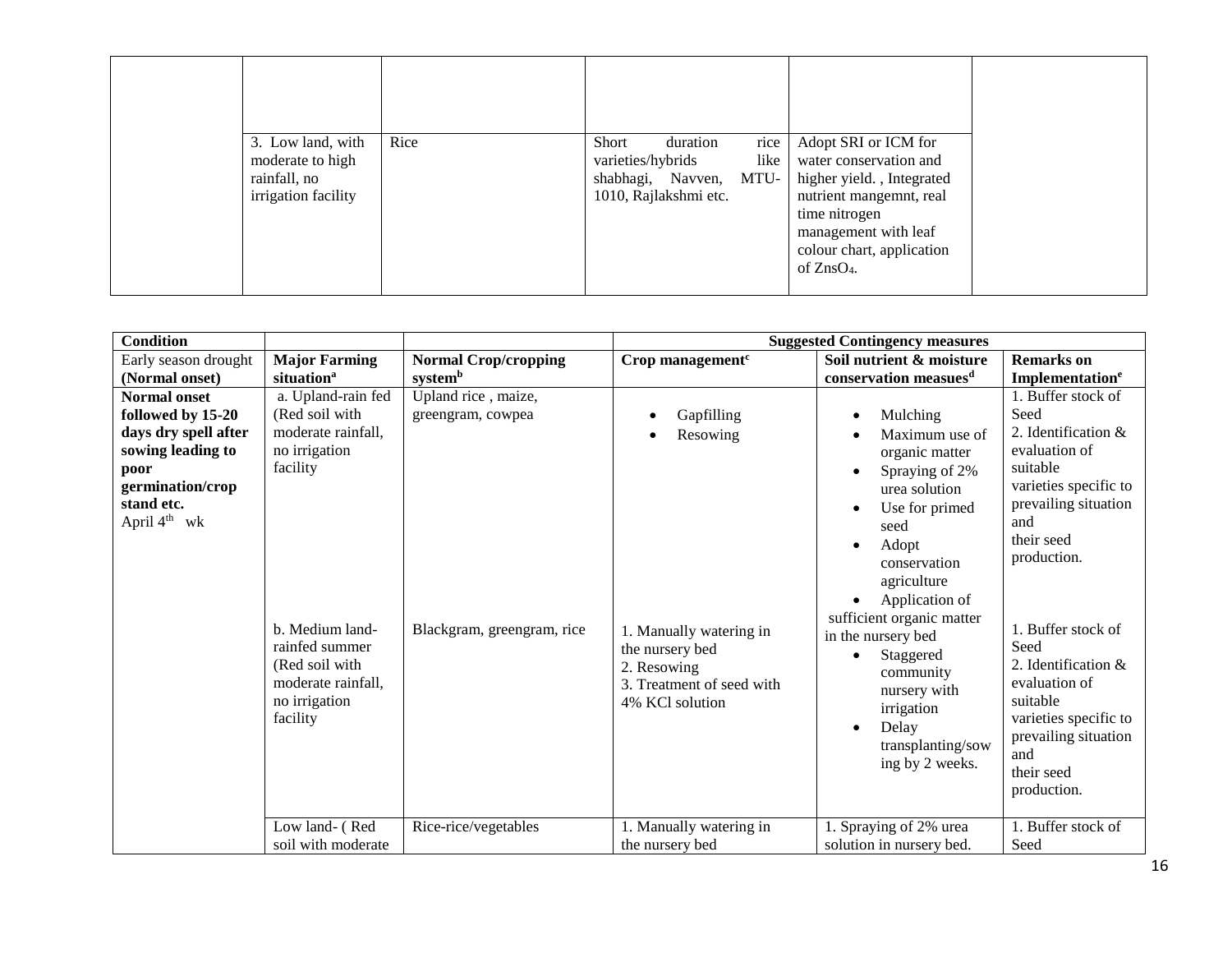| | | | | | |
|---|---|---|---|---|---|
| | 3. Low land, with moderate to high rainfall, no irrigation facility | Rice | Short duration rice varieties/hybrids like shabhagi, Navven, MTU-1010, Rajlakshmi etc. | Adopt SRI or ICM for water conservation and higher yield. , Integrated nutrient mangemnt, real time nitrogen management with leaf colour chart, application of $ZnsO_4$. | |

| Condition | | | Suggested Contingency measures | | |
|---|---|---|---|---|---|
| Early season drought **(Normal onset)** | **Major Farming situation[a]** | **Normal Crop/cropping system[b]** | **Crop management[c]** | **Soil nutrient & moisture conservation measues[d]** | **Remarks on Implementation[e]** |
| **Normal onset followed by 15-20 days dry spell after sowing leading to poor germination/crop stand etc.** April 4[th] wk | a. Upland-rain fed (Red soil with moderate rainfall, no irrigation facility | Upland rice , maize, greengram, cowpea | • Gapfilling<br>• Resowing | • Mulching<br>• Maximum use of organic matter<br>• Spraying of 2% urea solution<br>• Use for primed seed<br>• Adopt conservation agriculture | 1. Buffer stock of Seed<br>2. Identification & evaluation of suitable varieties specific to prevailing situation and their seed production. |
| | b. Medium land-rainfed summer (Red soil with moderate rainfall, no irrigation facility | Blackgram, greengram, rice | 1. Manually watering in the nursery bed<br>2. Resowing<br>3. Treatment of seed with 4% KCl solution | • Application of sufficient organic matter in the nursery bed<br>• Staggered community nursery with irrigation<br>• Delay transplanting/sowing by 2 weeks. | 1. Buffer stock of Seed<br>2. Identification & evaluation of suitable varieties specific to prevailing situation and their seed production. |
| | Low land- ( Red soil with moderate | Rice-rice/vegetables | 1. Manually watering in the nursery bed | 1. Spraying of 2% urea solution in nursery bed. | 1. Buffer stock of Seed |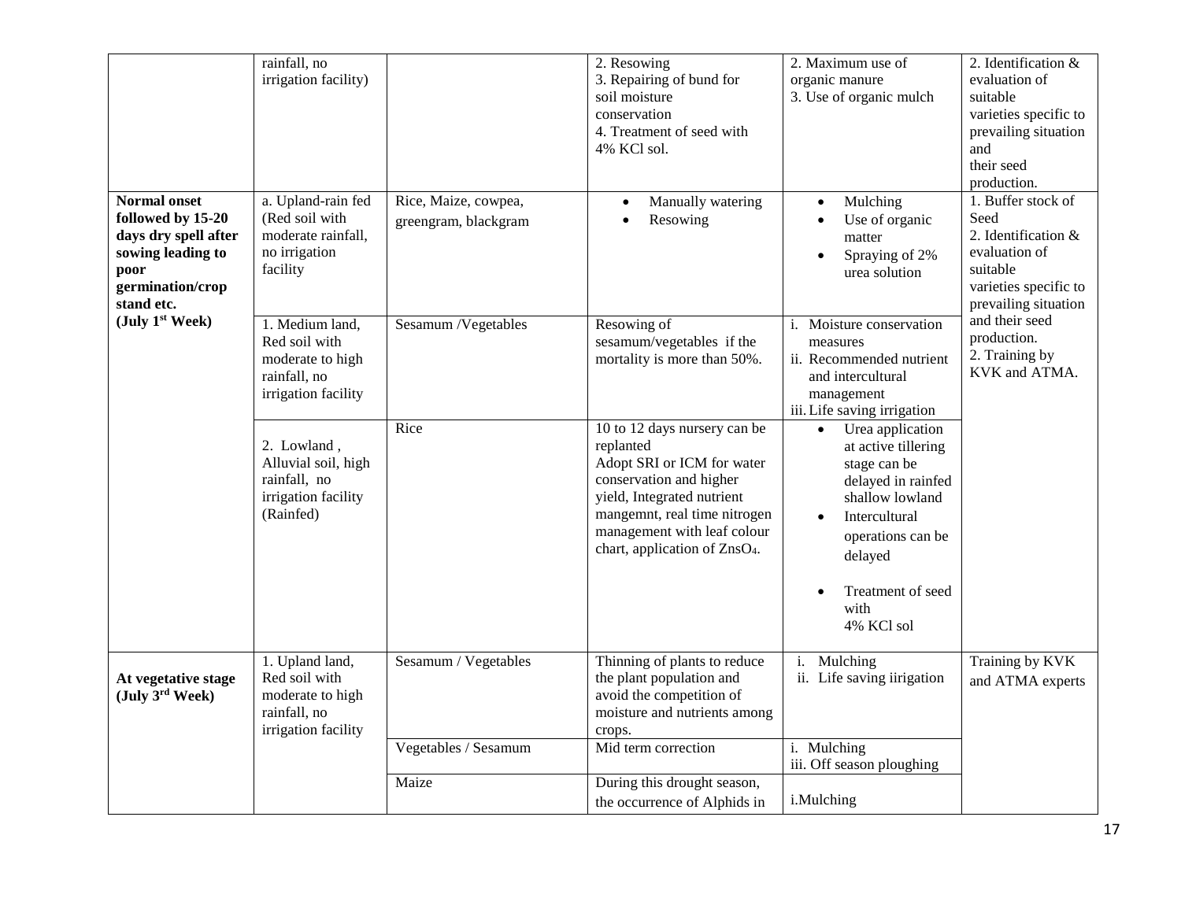| | | | | | |
|---|---|---|---|---|---|
| | rainfall, no irrigation facility) | | 2. Resowing<br>3. Repairing of bund for soil moisture conservation<br>4. Treatment of seed with 4% KCl sol. | 2. Maximum use of organic manure<br>3. Use of organic mulch | 2. Identification & evaluation of suitable varieties specific to prevailing situation and their seed production. |
| **Normal onset followed by 15-20 days dry spell after sowing leading to poor germination/crop stand etc. (July 1st Week)** | a. Upland-rain fed (Red soil with moderate rainfall, no irrigation facility | Rice, Maize, cowpea, greengram, blackgram | • Manually watering<br>• Resowing | • Mulching<br>• Use of organic matter<br>• Spraying of 2% urea solution | 1. Buffer stock of Seed<br>2. Identification & evaluation of suitable varieties specific to prevailing situation and their seed production.<br>2. Training by KVK and ATMA. |
| | 1. Medium land, Red soil with moderate to high rainfall, no irrigation facility | Sesamum /Vegetables | Resowing of sesamum/vegetables if the mortality is more than 50%. | i. Moisture conservation measures<br>ii. Recommended nutrient and intercultural management<br>iii. Life saving irrigation | |
| | 2. Lowland , Alluvial soil, high rainfall, no irrigation facility (Rainfed) | Rice | 10 to 12 days nursery can be replanted<br>Adopt SRI or ICM for water conservation and higher yield, Integrated nutrient mangemnt, real time nitrogen management with leaf colour chart, application of $ZnsO_4$. | • Urea application at active tillering stage can be delayed in rainfed shallow lowland<br>• Intercultural operations can be delayed<br>• Treatment of seed with 4% KCl sol | |
| **At vegetative stage (July 3rd Week)** | 1. Upland land, Red soil with moderate to high rainfall, no irrigation facility | Sesamum / Vegetables | Thinning of plants to reduce the plant population and avoid the competition of moisture and nutrients among crops. | i. Mulching<br>ii. Life saving iirigation | Training by KVK and ATMA experts |
| | | Vegetables / Sesamum | Mid term correction | i. Mulching<br>iii. Off season ploughing | |
| | | Maize | During this drought season, the occurrence of Alphids in | i.Mulching | |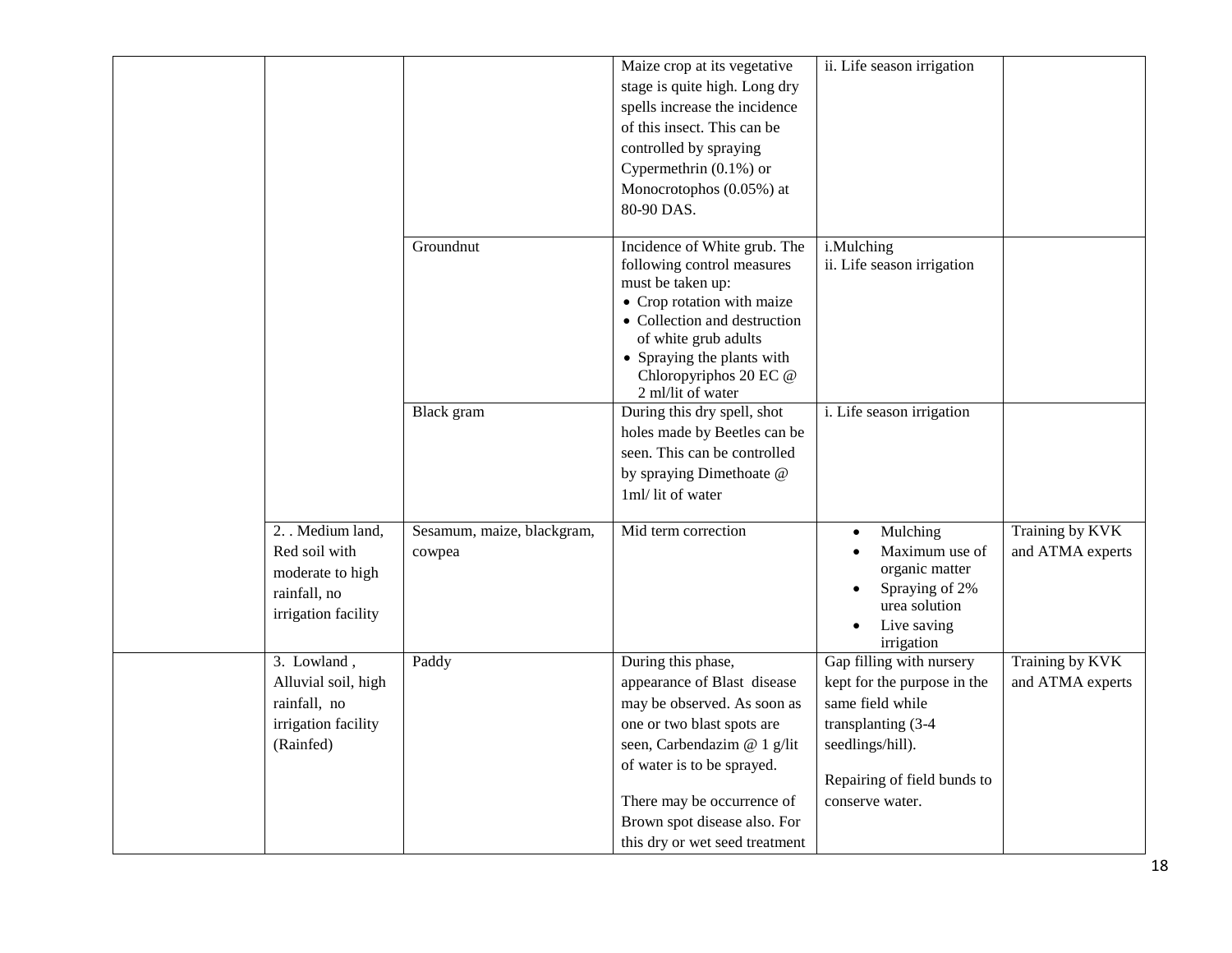| | | | | | |
|---|---|---|---|---|---|
| | | | Maize crop at its vegetative stage is quite high. Long dry spells increase the incidence of this insect. This can be controlled by spraying Cypermethrin (0.1%) or Monocrotophos (0.05%) at 80-90 DAS. | ii. Life season irrigation | |
| | | Groundnut | Incidence of White grub. The following control measures must be taken up:<br>• Crop rotation with maize<br>• Collection and destruction of white grub adults<br>• Spraying the plants with Chloropyriphos 20 EC @ 2 ml/lit of water | i.Mulching<br>ii. Life season irrigation | |
| | | Black gram | During this dry spell, shot holes made by Beetles can be seen. This can be controlled by spraying Dimethoate @ 1ml/ lit of water | i. Life season irrigation | |
| | 2. . Medium land, Red soil with moderate to high rainfall, no irrigation facility | Sesamum, maize, blackgram, cowpea | Mid term correction | • Mulching<br>• Maximum use of organic matter<br>• Spraying of 2% urea solution<br>• Live saving irrigation | Training by KVK and ATMA experts |
| | 3. Lowland , Alluvial soil, high rainfall, no irrigation facility (Rainfed) | Paddy | During this phase, appearance of Blast disease may be observed. As soon as one or two blast spots are seen, Carbendazim @ 1 g/lit of water is to be sprayed.<br><br>There may be occurrence of Brown spot disease also. For this dry or wet seed treatment | Gap filling with nursery kept for the purpose in the same field while transplanting (3-4 seedlings/hill).<br><br>Repairing of field bunds to conserve water. | Training by KVK and ATMA experts |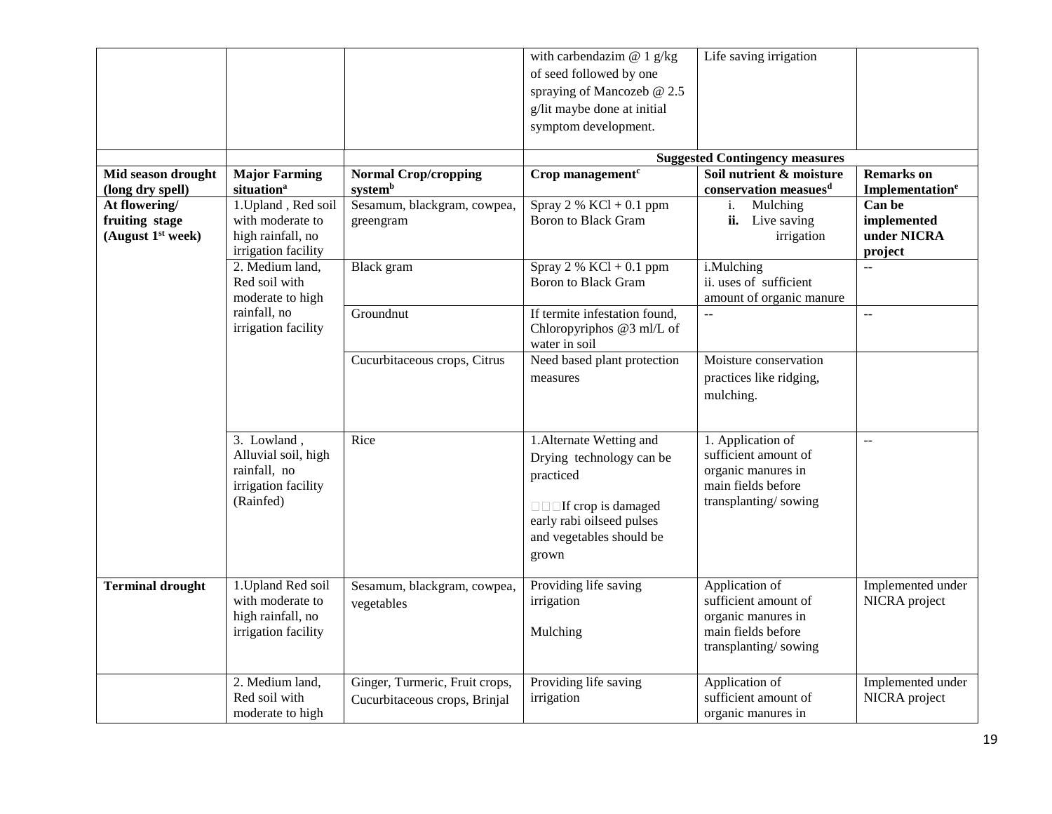| | | | | | |
|---|---|---|---|---|---|
| | | | with carbendazim @ 1 g/kg of seed followed by one spraying of Mancozeb @ 2.5 g/lit maybe done at initial symptom development. | Life saving irrigation | |
| | | | **Suggested Contingency measures** | | |
| **Mid season drought (long dry spell)** | **Major Farming situation[a]** | **Normal Crop/cropping system[b]** | **Crop management[c]** | **Soil nutrient & moisture conservation measues[d]** | **Remarks on Implementation[e]** |
| **At flowering/ fruiting stage (August 1st week)** | 1.Upland , Red soil with moderate to high rainfall, no irrigation facility | Sesamum, blackgram, cowpea, greengram | Spray 2 % KCl + 0.1 ppm Boron to Black Gram | i. Mulching<br>**ii.** Live saving irrigation | **Can be implemented under NICRA project** |
| | 2. Medium land, Red soil with moderate to high rainfall, no irrigation facility | Black gram | Spray 2 % KCl + 0.1 ppm Boron to Black Gram | i.Mulching<br>ii. uses of sufficient amount of organic manure | -- |
| | | Groundnut | If termite infestation found, Chloropyriphos @3 ml/L of water in soil | -- | -- |
| | | Cucurbitaceous crops, Citrus | Need based plant protection measures | Moisture conservation practices like ridging, mulching. | |
| | 3. Lowland , Alluvial soil, high rainfall, no irrigation facility (Rainfed) | Rice | 1.Alternate Wetting and Drying technology can be practiced<br><br>If crop is damaged early rabi oilseed pulses and vegetables should be grown | 1. Application of sufficient amount of organic manures in main fields before transplanting/ sowing | -- |
| **Terminal drought** | 1.Upland Red soil with moderate to high rainfall, no irrigation facility | Sesamum, blackgram, cowpea, vegetables | Providing life saving irrigation<br><br>Mulching | Application of sufficient amount of organic manures in main fields before transplanting/ sowing | Implemented under NICRA project |
| | 2. Medium land, Red soil with moderate to high | Ginger, Turmeric, Fruit crops, Cucurbitaceous crops, Brinjal | Providing life saving irrigation | Application of sufficient amount of organic manures in | Implemented under NICRA project |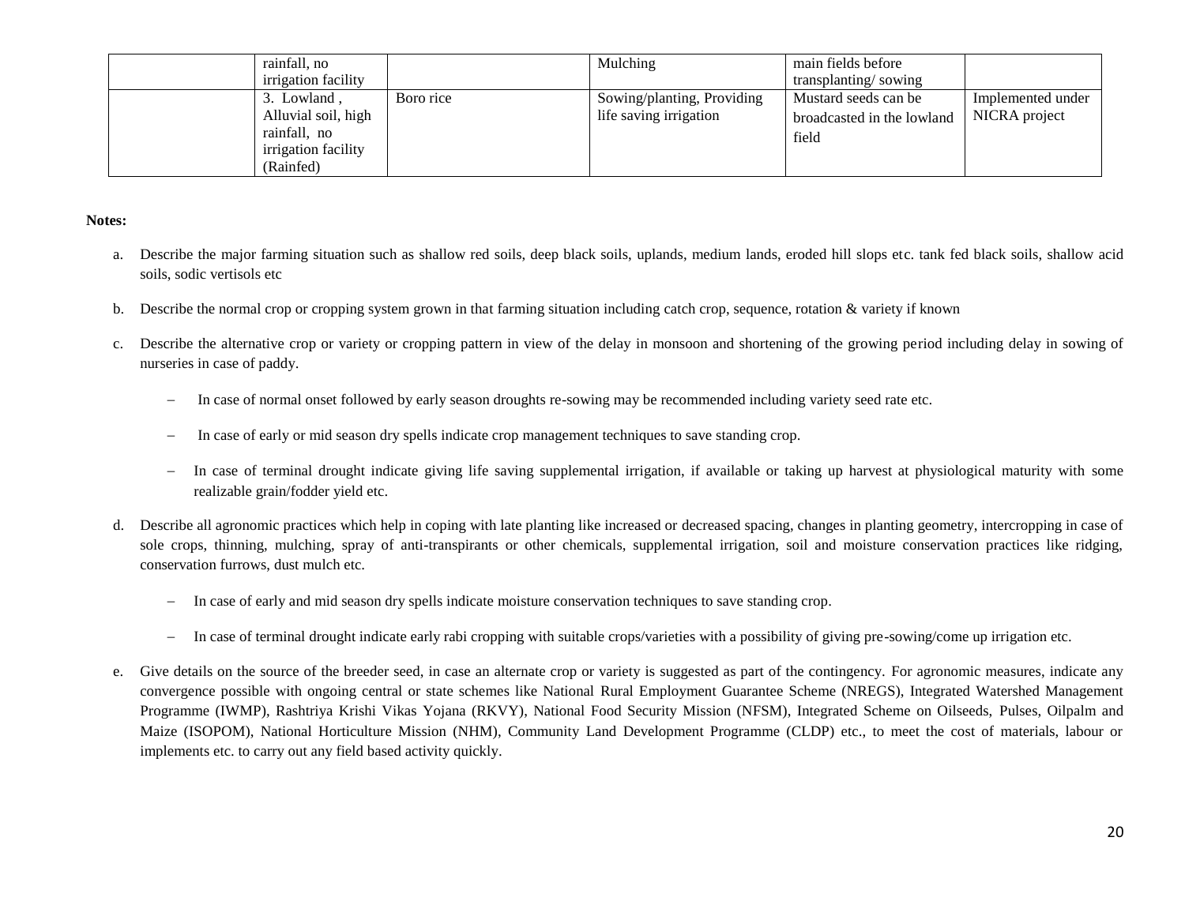|  | rainfall, no irrigation facility |  | Mulching | main fields before transplanting/ sowing |  |
|---|---|---|---|---|---|
|  | 3. Lowland , Alluvial soil, high rainfall, no irrigation facility (Rainfed) | Boro rice | Sowing/planting, Providing life saving irrigation | Mustard seeds can be broadcasted in the lowland field | Implemented under NICRA project |

**Notes:**

a. Describe the major farming situation such as shallow red soils, deep black soils, uplands, medium lands, eroded hill slops etc. tank fed black soils, shallow acid soils, sodic vertisols etc

b. Describe the normal crop or cropping system grown in that farming situation including catch crop, sequence, rotation & variety if known

c. Describe the alternative crop or variety or cropping pattern in view of the delay in monsoon and shortening of the growing period including delay in sowing of nurseries in case of paddy.

   - In case of normal onset followed by early season droughts re-sowing may be recommended including variety seed rate etc.
   - In case of early or mid season dry spells indicate crop management techniques to save standing crop.
   - In case of terminal drought indicate giving life saving supplemental irrigation, if available or taking up harvest at physiological maturity with some realizable grain/fodder yield etc.

d. Describe all agronomic practices which help in coping with late planting like increased or decreased spacing, changes in planting geometry, intercropping in case of sole crops, thinning, mulching, spray of anti-transpirants or other chemicals, supplemental irrigation, soil and moisture conservation practices like ridging, conservation furrows, dust mulch etc.

   - In case of early and mid season dry spells indicate moisture conservation techniques to save standing crop.
   - In case of terminal drought indicate early rabi cropping with suitable crops/varieties with a possibility of giving pre-sowing/come up irrigation etc.

e. Give details on the source of the breeder seed, in case an alternate crop or variety is suggested as part of the contingency. For agronomic measures, indicate any convergence possible with ongoing central or state schemes like National Rural Employment Guarantee Scheme (NREGS), Integrated Watershed Management Programme (IWMP), Rashtriya Krishi Vikas Yojana (RKVY), National Food Security Mission (NFSM), Integrated Scheme on Oilseeds, Pulses, Oilpalm and Maize (ISOPOM), National Horticulture Mission (NHM), Community Land Development Programme (CLDP) etc., to meet the cost of materials, labour or implements etc. to carry out any field based activity quickly.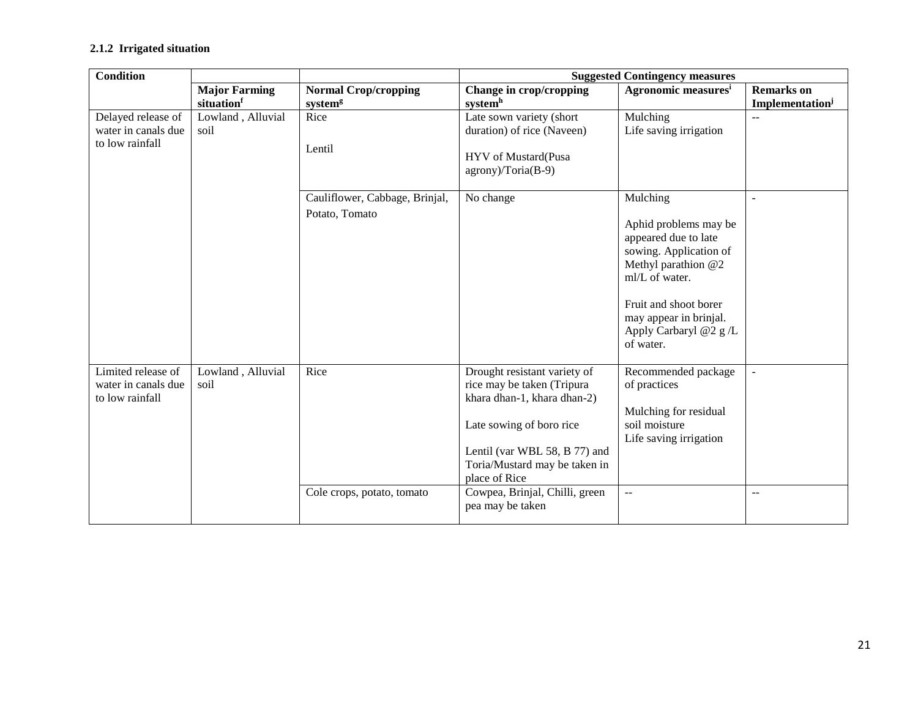### 2.1.2 Irrigated situation

| Condition | | | Suggested Contingency measures | | |
|---|---|---|---|---|---|
| | Major Farming situation[f] | Normal Crop/cropping system[g] | Change in crop/cropping system[h] | Agronomic measures[i] | Remarks on Implementation[j] |
| Delayed release of water in canals due to low rainfall | Lowland , Alluvial soil | Rice<br><br>Lentil | Late sown variety (short duration) of rice (Naveen)<br><br>HYV of Mustard(Pusa agrony)/Toria(B-9) | Mulching<br>Life saving irrigation | -- |
| | | Cauliflower, Cabbage, Brinjal, Potato, Tomato | No change | Mulching<br><br>Aphid problems may be appeared due to late sowing. Application of Methyl parathion @2 ml/L of water.<br><br>Fruit and shoot borer may appear in brinjal. Apply Carbaryl @2 g /L of water. | - |
| Limited release of water in canals due to low rainfall | Lowland , Alluvial soil | Rice | Drought resistant variety of rice may be taken (Tripura khara dhan-1, khara dhan-2)<br><br>Late sowing of boro rice<br><br>Lentil (var WBL 58, B 77) and Toria/Mustard may be taken in place of Rice | Recommended package of practices<br><br>Mulching for residual soil moisture<br>Life saving irrigation | - |
| | | Cole crops, potato, tomato | Cowpea, Brinjal, Chilli, green pea may be taken | -- | -- |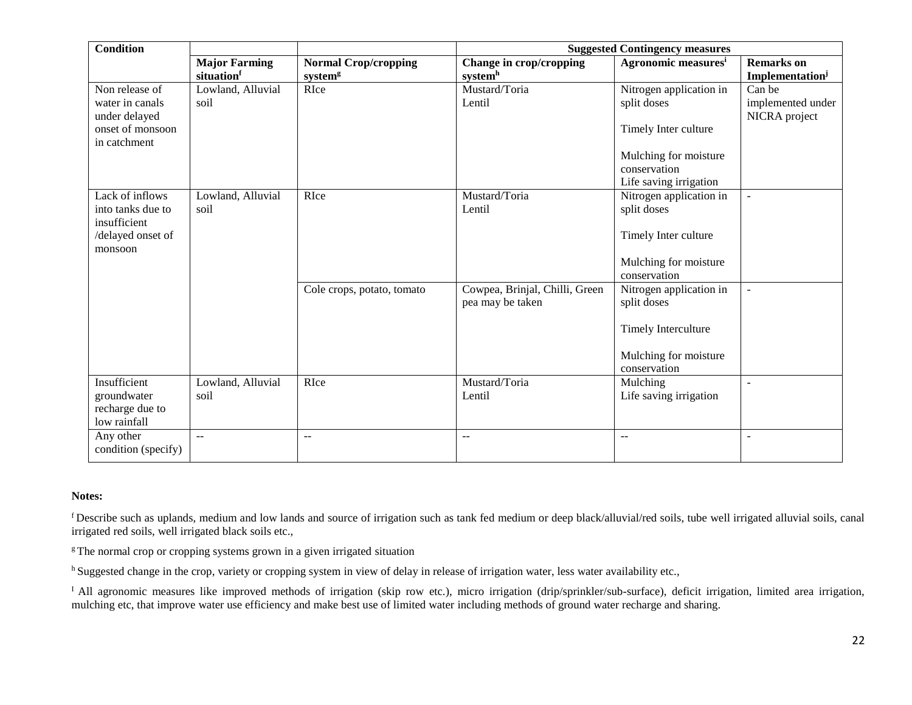| Condition | | | Suggested Contingency measures | | |
|---|---|---|---|---|---|
| | Major Farming situation[f] | Normal Crop/cropping system[g] | Change in crop/cropping system[h] | Agronomic measures[i] | Remarks on Implementation[j] |
| Non release of water in canals under delayed onset of monsoon in catchment | Lowland, Alluvial soil | RIce | Mustard/Toria<br>Lentil | Nitrogen application in split doses<br><br>Timely Inter culture<br><br>Mulching for moisture conservation<br>Life saving irrigation | Can be implemented under NICRA project |
| Lack of inflows into tanks due to insufficient /delayed onset of monsoon | Lowland, Alluvial soil | RIce | Mustard/Toria<br>Lentil | Nitrogen application in split doses<br><br>Timely Inter culture<br><br>Mulching for moisture conservation | - |
| | | Cole crops, potato, tomato | Cowpea, Brinjal, Chilli, Green pea may be taken | Nitrogen application in split doses<br><br>Timely Interculture<br><br>Mulching for moisture conservation | - |
| Insufficient groundwater recharge due to low rainfall | Lowland, Alluvial soil | RIce | Mustard/Toria<br>Lentil | Mulching<br>Life saving irrigation | - |
| Any other condition (specify) | -- | -- | -- | -- | - |

**Notes:**

[f] Describe such as uplands, medium and low lands and source of irrigation such as tank fed medium or deep black/alluvial/red soils, tube well irrigated alluvial soils, canal irrigated red soils, well irrigated black soils etc.,

[g] The normal crop or cropping systems grown in a given irrigated situation

[h] Suggested change in the crop, variety or cropping system in view of delay in release of irrigation water, less water availability etc.,

[I] All agronomic measures like improved methods of irrigation (skip row etc.), micro irrigation (drip/sprinkler/sub-surface), deficit irrigation, limited area irrigation, mulching etc, that improve water use efficiency and make best use of limited water including methods of ground water recharge and sharing.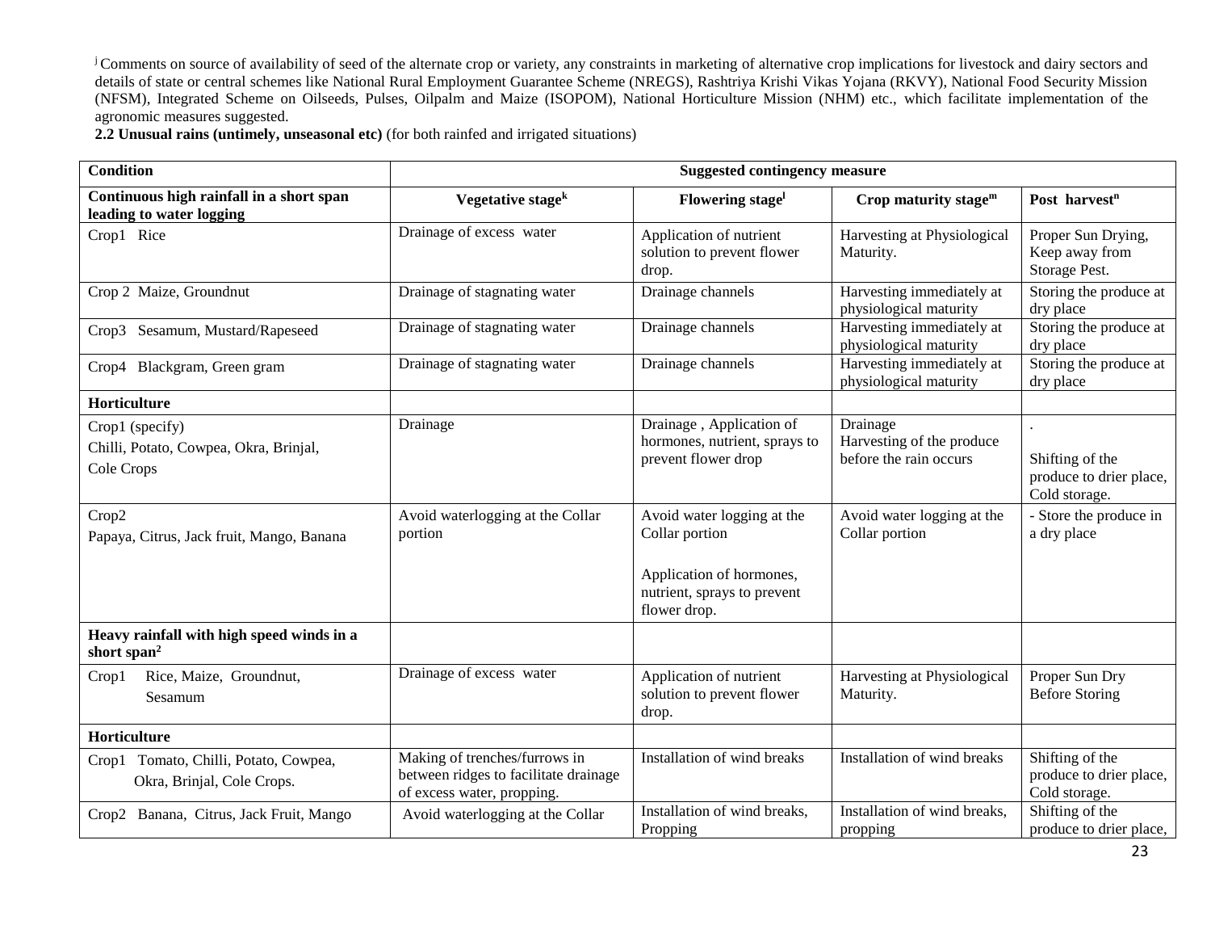[j] Comments on source of availability of seed of the alternate crop or variety, any constraints in marketing of alternative crop implications for livestock and dairy sectors and details of state or central schemes like National Rural Employment Guarantee Scheme (NREGS), Rashtriya Krishi Vikas Yojana (RKVY), National Food Security Mission (NFSM), Integrated Scheme on Oilseeds, Pulses, Oilpalm and Maize (ISOPOM), National Horticulture Mission (NHM) etc., which facilitate implementation of the agronomic measures suggested.

**2.2 Unusual rains (untimely, unseasonal etc)** (for both rainfed and irrigated situations)

| **Condition** | **Suggested contingency measure** | | | |
|---|---|---|---|---|
| **Continuous high rainfall in a short span leading to water logging** | **Vegetative stage[k]** | **Flowering stage[l]** | **Crop maturity stage[m]** | **Post harvest[n]** |
| Crop1 Rice | Drainage of excess water | Application of nutrient solution to prevent flower drop. | Harvesting at Physiological Maturity. | Proper Sun Drying, Keep away from Storage Pest. |
| Crop 2 Maize, Groundnut | Drainage of stagnating water | Drainage channels | Harvesting immediately at physiological maturity | Storing the produce at dry place |
| Crop3 Sesamum, Mustard/Rapeseed | Drainage of stagnating water | Drainage channels | Harvesting immediately at physiological maturity | Storing the produce at dry place |
| Crop4 Blackgram, Green gram | Drainage of stagnating water | Drainage channels | Harvesting immediately at physiological maturity | Storing the produce at dry place |
| **Horticulture** | | | | |
| Crop1 (specify) Chilli, Potato, Cowpea, Okra, Brinjal, Cole Crops | Drainage | Drainage , Application of hormones, nutrient, sprays to prevent flower drop | Drainage Harvesting of the produce before the rain occurs | . Shifting of the produce to drier place, Cold storage. |
| Crop2 Papaya, Citrus, Jack fruit, Mango, Banana | Avoid waterlogging at the Collar portion | Avoid water logging at the Collar portion<br><br>Application of hormones, nutrient, sprays to prevent flower drop. | Avoid water logging at the Collar portion | - Store the produce in a dry place |
| **Heavy rainfall with high speed winds in a short span[2]** | | | | |
| Crop1 Rice, Maize, Groundnut, Sesamum | Drainage of excess water | Application of nutrient solution to prevent flower drop. | Harvesting at Physiological Maturity. | Proper Sun Dry Before Storing |
| **Horticulture** | | | | |
| Crop1 Tomato, Chilli, Potato, Cowpea, Okra, Brinjal, Cole Crops. | Making of trenches/furrows in between ridges to facilitate drainage of excess water, propping. | Installation of wind breaks | Installation of wind breaks | Shifting of the produce to drier place, Cold storage. |
| Crop2 Banana, Citrus, Jack Fruit, Mango | Avoid waterlogging at the Collar | Installation of wind breaks, Propping | Installation of wind breaks, propping | Shifting of the produce to drier place, |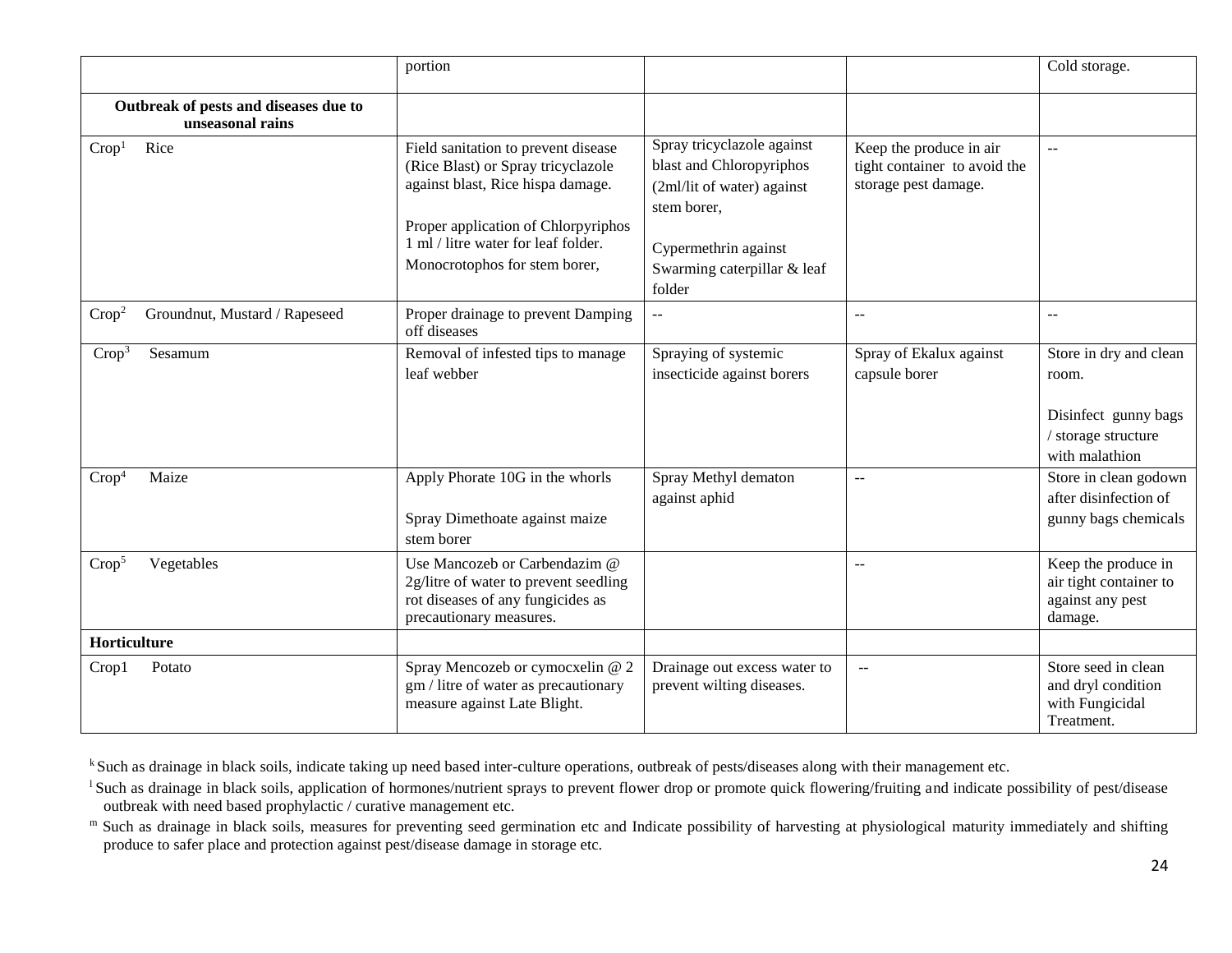| | | | | |
|---|---|---|---|---|
| | portion | | | Cold storage. |
| **Outbreak of pests and diseases due to unseasonal rains** | | | | |
| Crop[1] Rice | Field sanitation to prevent disease (Rice Blast) or Spray tricyclazole against blast, Rice hispa damage.<br><br>Proper application of Chlorpyriphos 1 ml / litre water for leaf folder. Monocrotophos for stem borer, | Spray tricyclazole against blast and Chloropyriphos (2ml/lit of water) against stem borer,<br><br>Cypermethrin against Swarming caterpillar & leaf folder | Keep the produce in air tight container to avoid the storage pest damage. | -- |
| Crop[2] Groundnut, Mustard / Rapeseed | Proper drainage to prevent Damping off diseases | -- | -- | -- |
| Crop[3] Sesamum | Removal of infested tips to manage leaf webber | Spraying of systemic insecticide against borers | Spray of Ekalux against capsule borer | Store in dry and clean room.<br><br>Disinfect gunny bags / storage structure with malathion |
| Crop[4] Maize | Apply Phorate 10G in the whorls<br><br>Spray Dimethoate against maize stem borer | Spray Methyl dematon against aphid | -- | Store in clean godown after disinfection of gunny bags chemicals |
| Crop[5] Vegetables | Use Mancozeb or Carbendazim @ 2g/litre of water to prevent seedling rot diseases of any fungicides as precautionary measures. | | -- | Keep the produce in air tight container to against any pest damage. |
| **Horticulture** | | | | |
| Crop1 Potato | Spray Mencozeb or cymocxelin @ 2 gm / litre of water as precautionary measure against Late Blight. | Drainage out excess water to prevent wilting diseases. | -- | Store seed in clean and dryl condition with Fungicidal Treatment. |

[k] Such as drainage in black soils, indicate taking up need based inter-culture operations, outbreak of pests/diseases along with their management etc.

[l] Such as drainage in black soils, application of hormones/nutrient sprays to prevent flower drop or promote quick flowering/fruiting and indicate possibility of pest/disease outbreak with need based prophylactic / curative management etc.

[m] Such as drainage in black soils, measures for preventing seed germination etc and Indicate possibility of harvesting at physiological maturity immediately and shifting produce to safer place and protection against pest/disease damage in storage etc.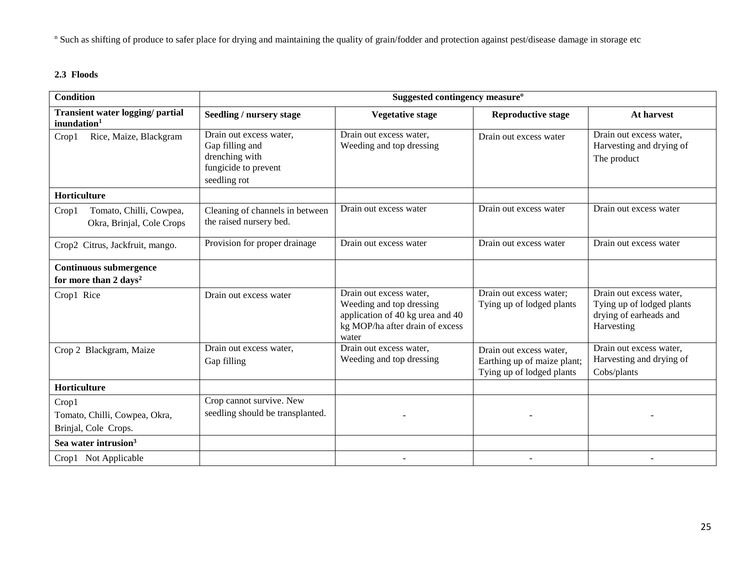[n] Such as shifting of produce to safer place for drying and maintaining the quality of grain/fodder and protection against pest/disease damage in storage etc

### 2.3 Floods

| Condition | Suggested contingency measure[o] | | | |
|---|---|---|---|---|
| **Transient water logging/ partial inundation[1]** | **Seedling / nursery stage** | **Vegetative stage** | **Reproductive stage** | **At harvest** |
| Crop1 Rice, Maize, Blackgram | Drain out excess water, Gap filling and drenching with fungicide to prevent seedling rot | Drain out excess water, Weeding and top dressing | Drain out excess water | Drain out excess water, Harvesting and drying of The product |
| **Horticulture** | | | | |
| Crop1 Tomato, Chilli, Cowpea, Okra, Brinjal, Cole Crops | Cleaning of channels in between the raised nursery bed. | Drain out excess water | Drain out excess water | Drain out excess water |
| Crop2 Citrus, Jackfruit, mango. | Provision for proper drainage | Drain out excess water | Drain out excess water | Drain out excess water |
| **Continuous submergence for more than 2 days[2]** | | | | |
| Crop1 Rice | Drain out excess water | Drain out excess water, Weeding and top dressing application of 40 kg urea and 40 kg MOP/ha after drain of excess water | Drain out excess water; Tying up of lodged plants | Drain out excess water, Tying up of lodged plants drying of earheads and Harvesting |
| Crop 2 Blackgram, Maize | Drain out excess water, Gap filling | Drain out excess water, Weeding and top dressing | Drain out excess water, Earthing up of maize plant; Tying up of lodged plants | Drain out excess water, Harvesting and drying of Cobs/plants |
| **Horticulture** | | | | |
| Crop1 Tomato, Chilli, Cowpea, Okra, Brinjal, Cole Crops. | Crop cannot survive. New seedling should be transplanted. | - | - | - |
| **Sea water intrusion[3]** | | | | |
| Crop1 Not Applicable | | - | - | - |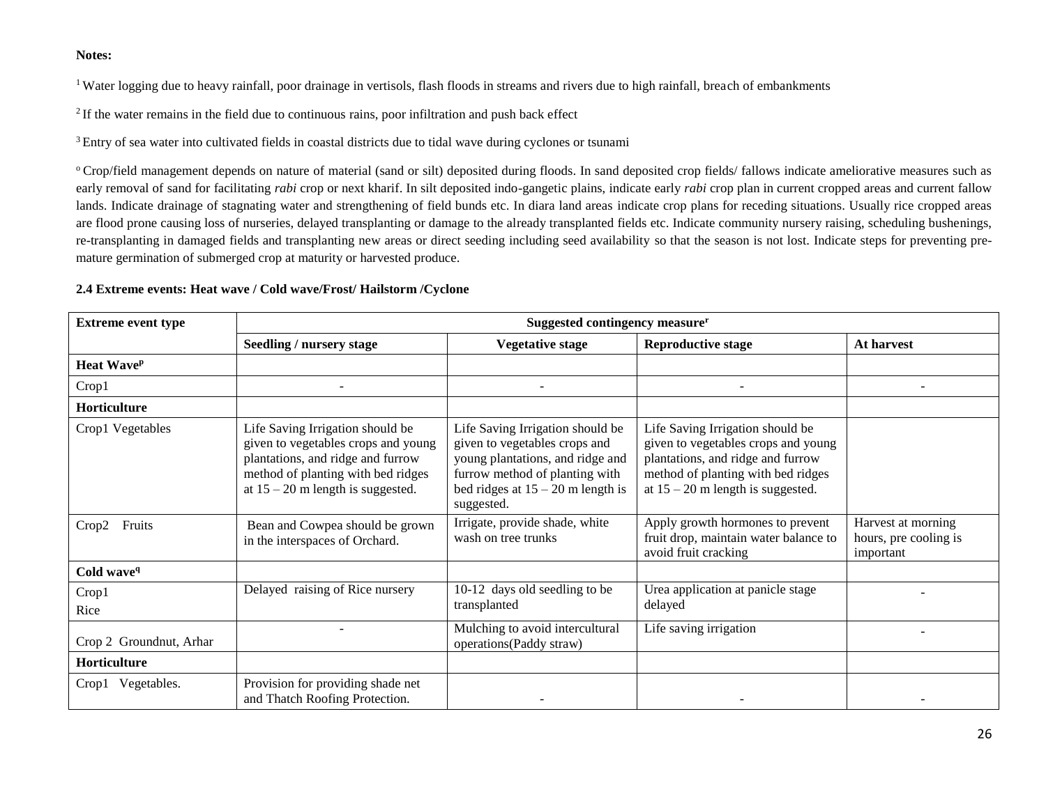**Notes:**

[1] Water logging due to heavy rainfall, poor drainage in vertisols, flash floods in streams and rivers due to high rainfall, breach of embankments

[2] If the water remains in the field due to continuous rains, poor infiltration and push back effect

[3] Entry of sea water into cultivated fields in coastal districts due to tidal wave during cyclones or tsunami

[o] Crop/field management depends on nature of material (sand or silt) deposited during floods. In sand deposited crop fields/ fallows indicate ameliorative measures such as early removal of sand for facilitating *rabi* crop or next kharif. In silt deposited indo-gangetic plains, indicate early *rabi* crop plan in current cropped areas and current fallow lands. Indicate drainage of stagnating water and strengthening of field bunds etc. In diara land areas indicate crop plans for receding situations. Usually rice cropped areas are flood prone causing loss of nurseries, delayed transplanting or damage to the already transplanted fields etc. Indicate community nursery raising, scheduling bushenings, re-transplanting in damaged fields and transplanting new areas or direct seeding including seed availability so that the season is not lost. Indicate steps for preventing pre-mature germination of submerged crop at maturity or harvested produce.

**2.4 Extreme events: Heat wave / Cold wave/Frost/ Hailstorm /Cyclone**

| Extreme event type | Suggested contingency measure[r] | | | |
|---|---|---|---|---|
| | **Seedling / nursery stage** | **Vegetative stage** | **Reproductive stage** | **At harvest** |
| **Heat Wave[p]** | | | | |
| Crop1 | - | - | - | - |
| **Horticulture** | | | | |
| Crop1 Vegetables | Life Saving Irrigation should be given to vegetables crops and young plantations, and ridge and furrow method of planting with bed ridges at 15 – 20 m length is suggested. | Life Saving Irrigation should be given to vegetables crops and young plantations, and ridge and furrow method of planting with bed ridges at 15 – 20 m length is suggested. | Life Saving Irrigation should be given to vegetables crops and young plantations, and ridge and furrow method of planting with bed ridges at 15 – 20 m length is suggested. | |
| Crop2 Fruits | Bean and Cowpea should be grown in the interspaces of Orchard. | Irrigate, provide shade, white wash on tree trunks | Apply growth hormones to prevent fruit drop, maintain water balance to avoid fruit cracking | Harvest at morning hours, pre cooling is important |
| **Cold wave[q]** | | | | |
| Crop1 Rice | Delayed raising of Rice nursery | 10-12 days old seedling to be transplanted | Urea application at panicle stage delayed | - |
| Crop 2 Groundnut, Arhar | - | Mulching to avoid intercultural operations(Paddy straw) | Life saving irrigation | - |
| **Horticulture** | | | | |
| Crop1 Vegetables. | Provision for providing shade net and Thatch Roofing Protection. | - | - | - |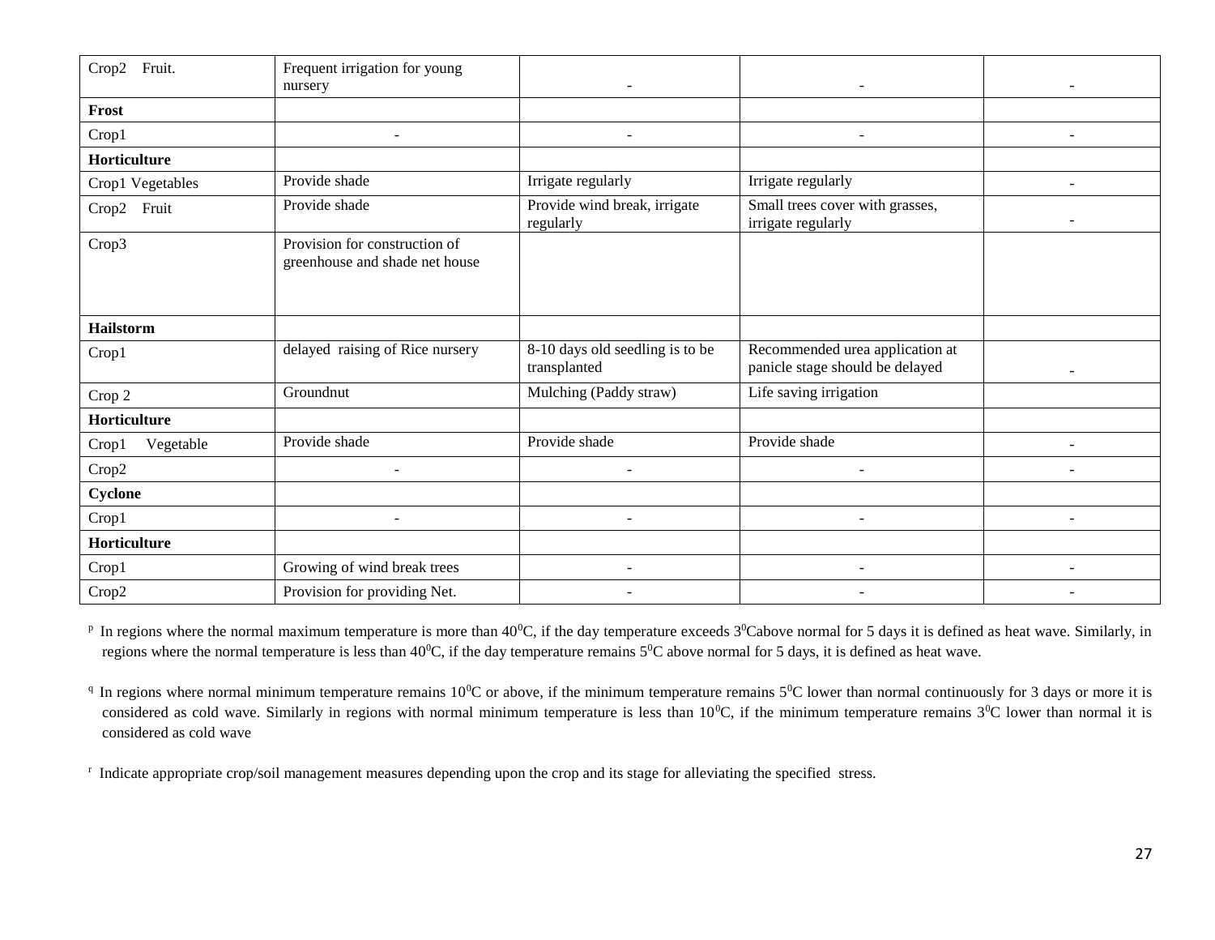| | | | | |
|---|---|---|---|---|
| Crop2 Fruit. | Frequent irrigation for young nursery | - | - | - |
| **Frost** | | | | |
| Crop1 | - | - | - | - |
| **Horticulture** | | | | |
| Crop1 Vegetables | Provide shade | Irrigate regularly | Irrigate regularly | - |
| Crop2 Fruit | Provide shade | Provide wind break, irrigate regularly | Small trees cover with grasses, irrigate regularly | - |
| Crop3 | Provision for construction of greenhouse and shade net house | | | |
| **Hailstorm** | | | | |
| Crop1 | delayed raising of Rice nursery | 8-10 days old seedling is to be transplanted | Recommended urea application at panicle stage should be delayed | - |
| Crop 2 | Groundnut | Mulching (Paddy straw) | Life saving irrigation | |
| **Horticulture** | | | | |
| Crop1 Vegetable | Provide shade | Provide shade | Provide shade | - |
| Crop2 | - | - | - | - |
| **Cyclone** | | | | |
| Crop1 | - | - | - | - |
| **Horticulture** | | | | |
| Crop1 | Growing of wind break trees | - | - | - |
| Crop2 | Provision for providing Net. | - | - | - |

[p] In regions where the normal maximum temperature is more than $40^0$C, if the day temperature exceeds $3^0$Cabove normal for 5 days it is defined as heat wave. Similarly, in regions where the normal temperature is less than $40^0$C, if the day temperature remains $5^0$C above normal for 5 days, it is defined as heat wave.

[q] In regions where normal minimum temperature remains $10^0$C or above, if the minimum temperature remains $5^0$C lower than normal continuously for 3 days or more it is considered as cold wave. Similarly in regions with normal minimum temperature is less than $10^0$C, if the minimum temperature remains $3^0$C lower than normal it is considered as cold wave

[r] Indicate appropriate crop/soil management measures depending upon the crop and its stage for alleviating the specified stress.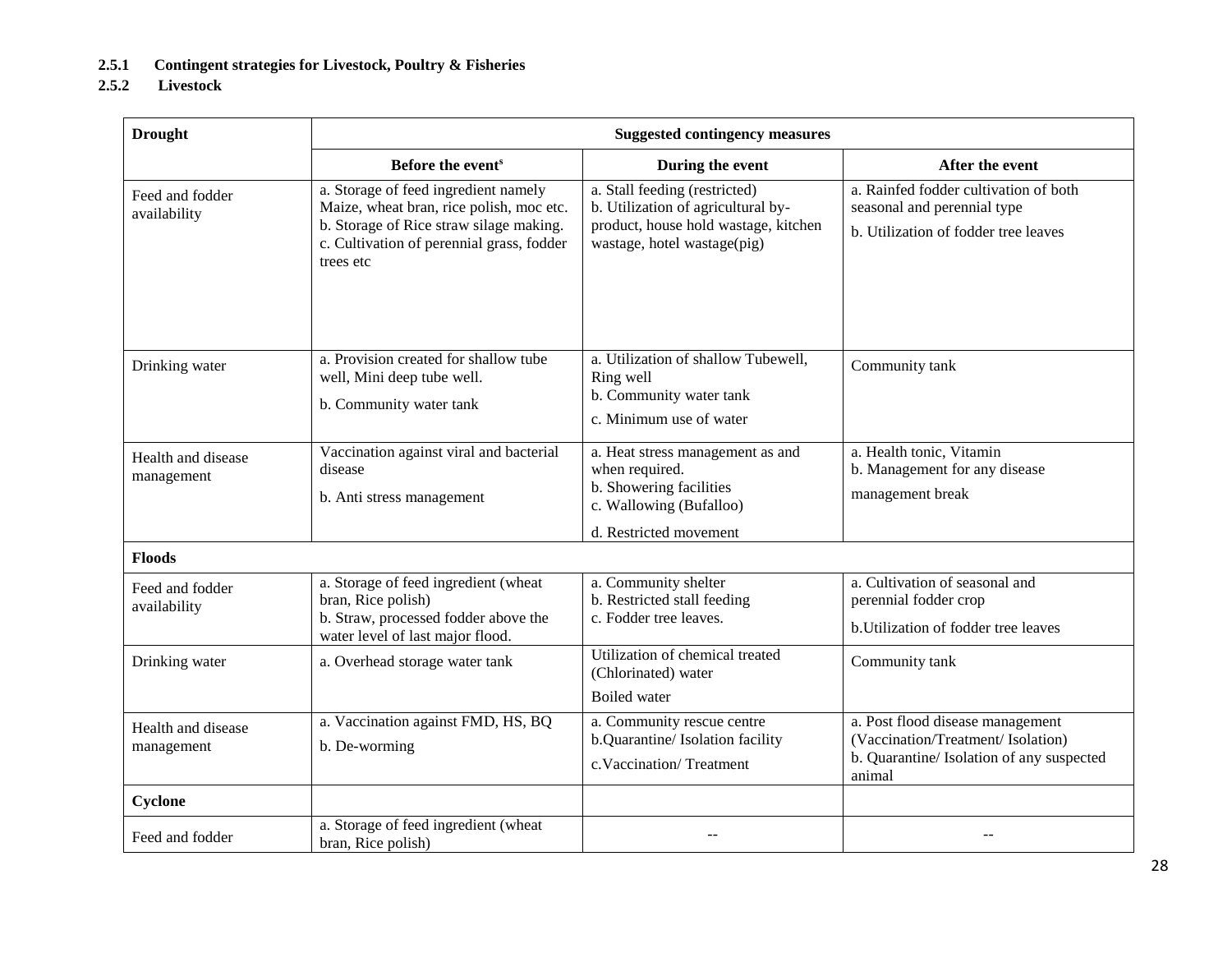**2.5.1 Contingent strategies for Livestock, Poultry & Fisheries**

**2.5.2 Livestock**

| Drought | Suggested contingency measures | | |
|---|---|---|---|
| | **Before the event**[s] | **During the event** | **After the event** |
| Feed and fodder availability | a. Storage of feed ingredient namely Maize, wheat bran, rice polish, moc etc.<br>b. Storage of Rice straw silage making.<br>c. Cultivation of perennial grass, fodder trees etc | a. Stall feeding (restricted)<br>b. Utilization of agricultural by-product, house hold wastage, kitchen wastage, hotel wastage(pig) | a. Rainfed fodder cultivation of both seasonal and perennial type<br>b. Utilization of fodder tree leaves |
| Drinking water | a. Provision created for shallow tube well, Mini deep tube well.<br>b. Community water tank | a. Utilization of shallow Tubewell, Ring well<br>b. Community water tank<br>c. Minimum use of water | Community tank |
| Health and disease management | Vaccination against viral and bacterial disease<br>b. Anti stress management | a. Heat stress management as and when required.<br>b. Showering facilities<br>c. Wallowing (Bufalloo)<br>d. Restricted movement | a. Health tonic, Vitamin<br>b. Management for any disease management break |
| **Floods** | | | |
| Feed and fodder availability | a. Storage of feed ingredient (wheat bran, Rice polish)<br>b. Straw, processed fodder above the water level of last major flood. | a. Community shelter<br>b. Restricted stall feeding<br>c. Fodder tree leaves. | a. Cultivation of seasonal and perennial fodder crop<br>b.Utilization of fodder tree leaves |
| Drinking water | a. Overhead storage water tank | Utilization of chemical treated (Chlorinated) water<br>Boiled water | Community tank |
| Health and disease management | a. Vaccination against FMD, HS, BQ<br>b. De-worming | a. Community rescue centre<br>b.Quarantine/ Isolation facility<br>c.Vaccination/ Treatment | a. Post flood disease management (Vaccination/Treatment/ Isolation)<br>b. Quarantine/ Isolation of any suspected animal |
| **Cyclone** | | | |
| Feed and fodder | a. Storage of feed ingredient (wheat bran, Rice polish) | -- | -- |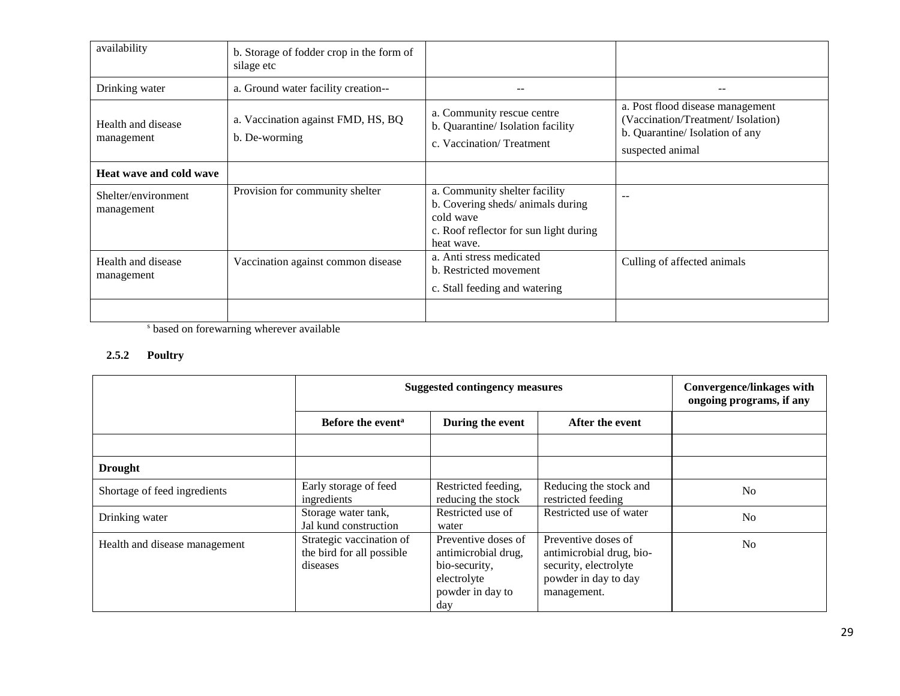| | | | |
|---|---|---|---|
| availability | b. Storage of fodder crop in the form of silage etc | | |
| Drinking water | a. Ground water facility creation-- | -- | -- |
| Health and disease management | a. Vaccination against FMD, HS, BQ<br>b. De-worming | a. Community rescue centre<br>b. Quarantine/ Isolation facility<br>c. Vaccination/ Treatment | a. Post flood disease management (Vaccination/Treatment/ Isolation)<br>b. Quarantine/ Isolation of any suspected animal |
| **Heat wave and cold wave** | | | |
| Shelter/environment management | Provision for community shelter | a. Community shelter facility<br>b. Covering sheds/ animals during cold wave<br>c. Roof reflector for sun light during heat wave. | -- |
| Health and disease management | Vaccination against common disease | a. Anti stress medicated<br>b. Restricted movement<br>c. Stall feeding and watering | Culling of affected animals |
| | | | |

[s] based on forewarning wherever available

### 2.5.2 Poultry

| | Suggested contingency measures | | | Convergence/linkages with ongoing programs, if any |
|---|---|---|---|---|
| | Before the event[a] | During the event | After the event | |
| | | | | |
| **Drought** | | | | |
| Shortage of feed ingredients | Early storage of feed ingredients | Restricted feeding, reducing the stock | Reducing the stock and restricted feeding | No |
| Drinking water | Storage water tank, Jal kund construction | Restricted use of water | Restricted use of water | No |
| Health and disease management | Strategic vaccination of the bird for all possible diseases | Preventive doses of antimicrobial drug, bio-security, electrolyte powder in day to day | Preventive doses of antimicrobial drug, bio-security, electrolyte powder in day to day management. | No |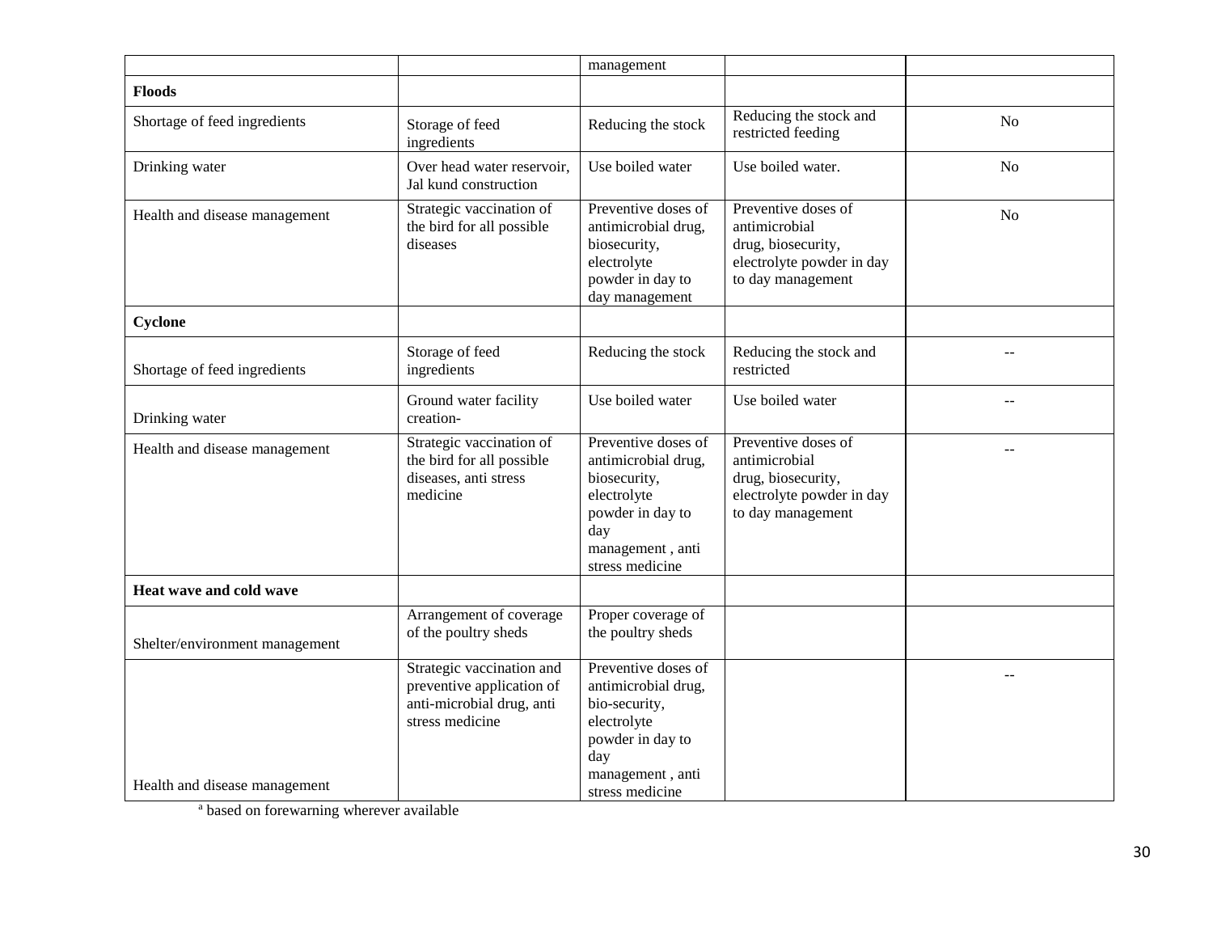| | | | | |
|---|---|---|---|---|
| | | management | | |
| **Floods** | | | | |
| Shortage of feed ingredients | Storage of feed ingredients | Reducing the stock | Reducing the stock and restricted feeding | No |
| Drinking water | Over head water reservoir, Jal kund construction | Use boiled water | Use boiled water. | No |
| Health and disease management | Strategic vaccination of the bird for all possible diseases | Preventive doses of antimicrobial drug, biosecurity, electrolyte powder in day to day management | Preventive doses of antimicrobial drug, biosecurity, electrolyte powder in day to day management | No |
| **Cyclone** | | | | |
| Shortage of feed ingredients | Storage of feed ingredients | Reducing the stock | Reducing the stock and restricted | -- |
| Drinking water | Ground water facility creation- | Use boiled water | Use boiled water | -- |
| Health and disease management | Strategic vaccination of the bird for all possible diseases, anti stress medicine | Preventive doses of antimicrobial drug, biosecurity, electrolyte powder in day to day management , anti stress medicine | Preventive doses of antimicrobial drug, biosecurity, electrolyte powder in day to day management | -- |
| **Heat wave and cold wave** | | | | |
| Shelter/environment management | Arrangement of coverage of the poultry sheds | Proper coverage of the poultry sheds | | |
| Health and disease management | Strategic vaccination and preventive application of anti-microbial drug, anti stress medicine | Preventive doses of antimicrobial drug, bio-security, electrolyte powder in day to day management , anti stress medicine | | -- |

[a] based on forewarning wherever available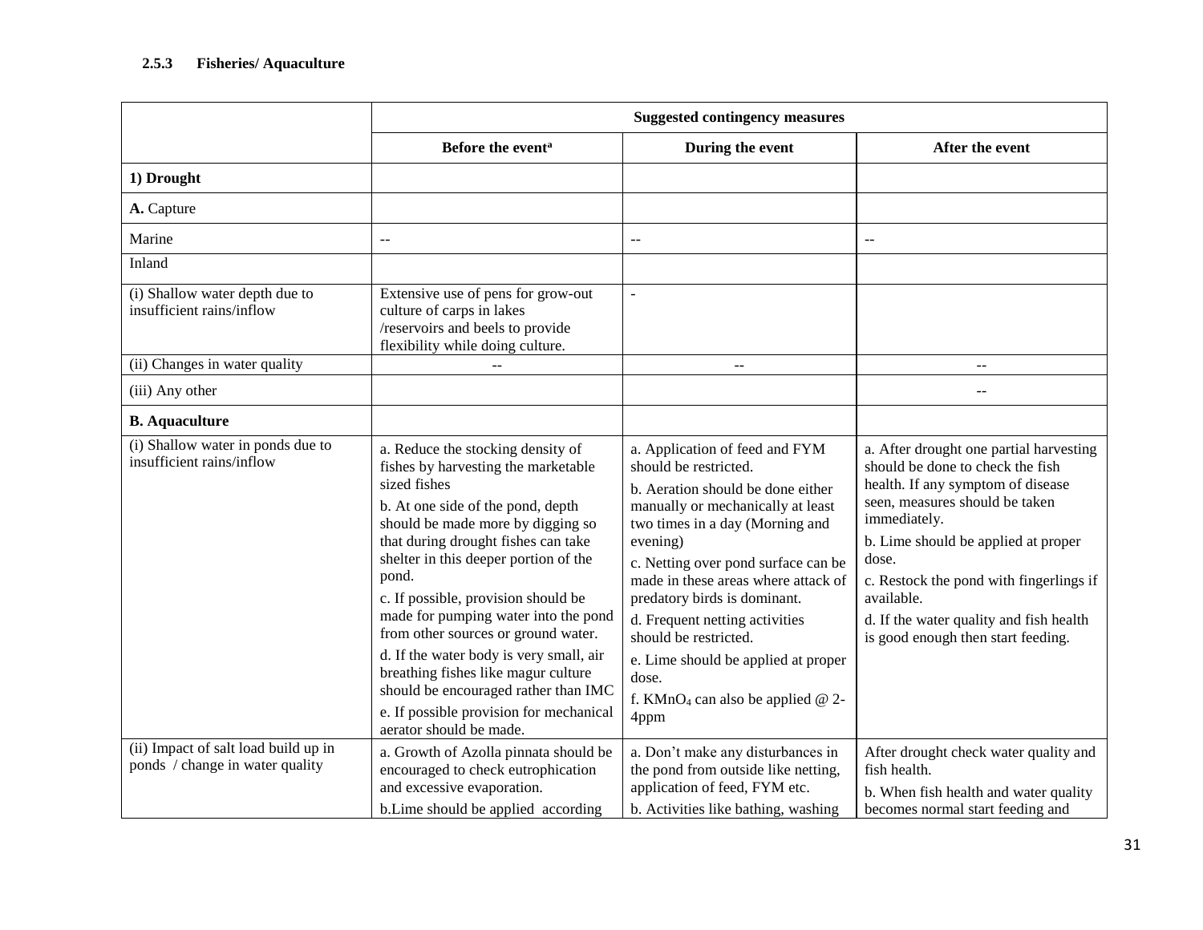#### 2.5.3 Fisheries/ Aquaculture

| | Suggested contingency measures | | |
|---|---|---|---|
| | Before the event[a] | During the event | After the event |
| **1) Drought** | | | |
| **A.** Capture | | | |
| Marine | -- | -- | -- |
| Inland | | | |
| (i) Shallow water depth due to insufficient rains/inflow | Extensive use of pens for grow-out culture of carps in lakes /reservoirs and beels to provide flexibility while doing culture. | - | |
| (ii) Changes in water quality | -- | -- | -- |
| (iii) Any other | | | -- |
| **B. Aquaculture** | | | |
| (i) Shallow water in ponds due to insufficient rains/inflow | a. Reduce the stocking density of fishes by harvesting the marketable sized fishes<br>b. At one side of the pond, depth should be made more by digging so that during drought fishes can take shelter in this deeper portion of the pond.<br>c. If possible, provision should be made for pumping water into the pond from other sources or ground water.<br>d. If the water body is very small, air breathing fishes like magur culture should be encouraged rather than IMC<br>e. If possible provision for mechanical aerator should be made. | a. Application of feed and FYM should be restricted.<br>b. Aeration should be done either manually or mechanically at least two times in a day (Morning and evening)<br>c. Netting over pond surface can be made in these areas where attack of predatory birds is dominant.<br>d. Frequent netting activities should be restricted.<br>e. Lime should be applied at proper dose.<br>f. $KMnO_4$ can also be applied @ 2-4ppm | a. After drought one partial harvesting should be done to check the fish health. If any symptom of disease seen, measures should be taken immediately.<br>b. Lime should be applied at proper dose.<br>c. Restock the pond with fingerlings if available.<br>d. If the water quality and fish health is good enough then start feeding. |
| (ii) Impact of salt load build up in ponds / change in water quality | a. Growth of Azolla pinnata should be encouraged to check eutrophication and excessive evaporation.<br>b.Lime should be applied according | a. Don't make any disturbances in the pond from outside like netting, application of feed, FYM etc.<br>b. Activities like bathing, washing | After drought check water quality and fish health.<br>b. When fish health and water quality becomes normal start feeding and |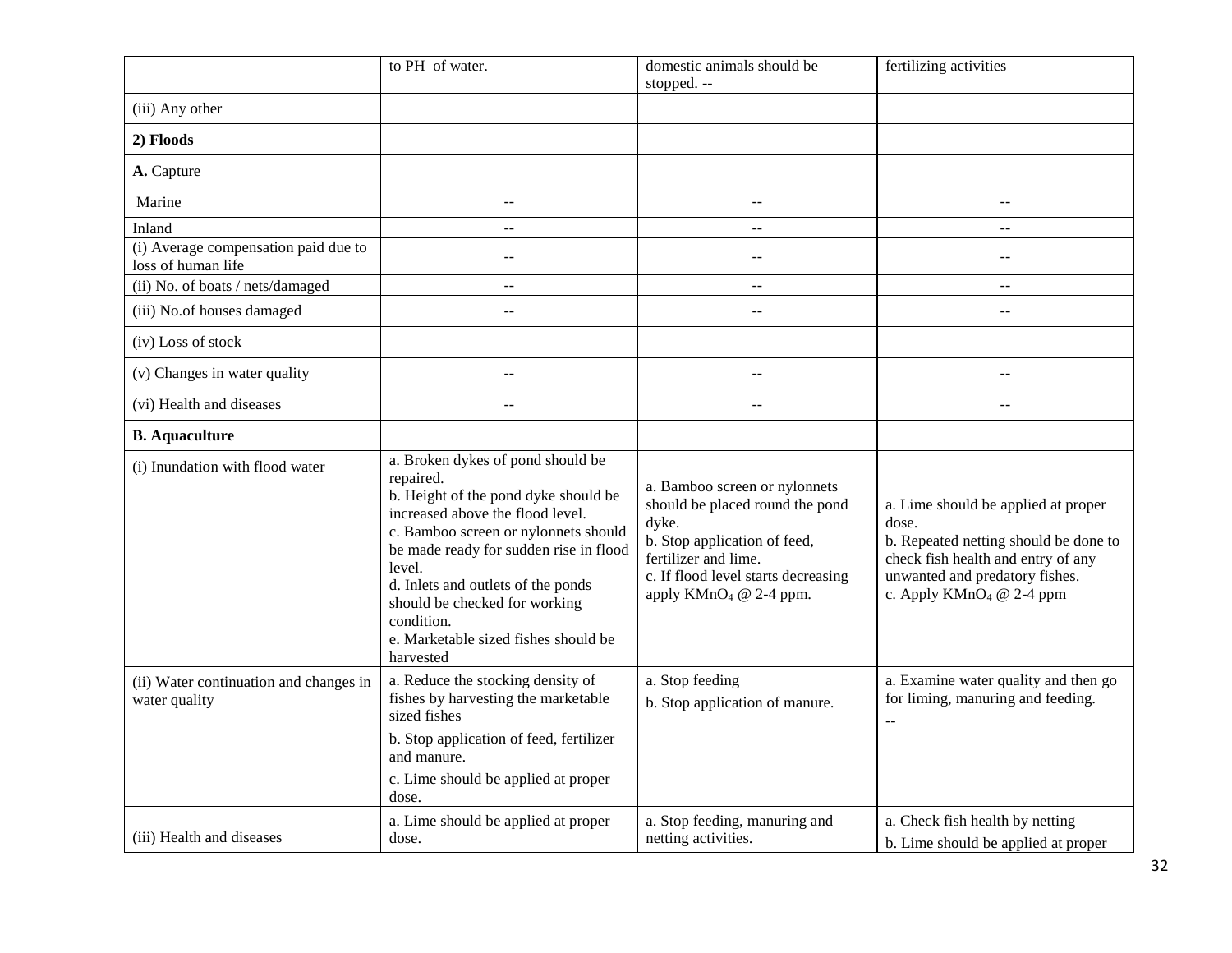| | | | |
|---|---|---|---|
| | to PH of water. | domestic animals should be stopped. -- | fertilizing activities |
| (iii) Any other | | | |
| **2) Floods** | | | |
| **A.** Capture | | | |
| Marine | -- | -- | -- |
| Inland | -- | -- | -- |
| (i) Average compensation paid due to loss of human life | -- | -- | -- |
| (ii) No. of boats / nets/damaged | -- | -- | -- |
| (iii) No.of houses damaged | -- | -- | -- |
| (iv) Loss of stock | | | |
| (v) Changes in water quality | -- | -- | -- |
| (vi) Health and diseases | -- | -- | -- |
| **B. Aquaculture** | | | |
| (i) Inundation with flood water | a. Broken dykes of pond should be repaired.<br>b. Height of the pond dyke should be increased above the flood level.<br>c. Bamboo screen or nylonnets should be made ready for sudden rise in flood level.<br>d. Inlets and outlets of the ponds should be checked for working condition.<br>e. Marketable sized fishes should be harvested | a. Bamboo screen or nylonnets should be placed round the pond dyke.<br>b. Stop application of feed, fertilizer and lime.<br>c. If flood level starts decreasing apply $KMnO_4$ @ 2-4 ppm. | a. Lime should be applied at proper dose.<br>b. Repeated netting should be done to check fish health and entry of any unwanted and predatory fishes.<br>c. Apply $KMnO_4$ @ 2-4 ppm |
| (ii) Water continuation and changes in water quality | a. Reduce the stocking density of fishes by harvesting the marketable sized fishes<br>b. Stop application of feed, fertilizer and manure.<br>c. Lime should be applied at proper dose. | a. Stop feeding<br>b. Stop application of manure. | a. Examine water quality and then go for liming, manuring and feeding.<br>-- |
| (iii) Health and diseases | a. Lime should be applied at proper dose. | a. Stop feeding, manuring and netting activities. | a. Check fish health by netting<br>b. Lime should be applied at proper |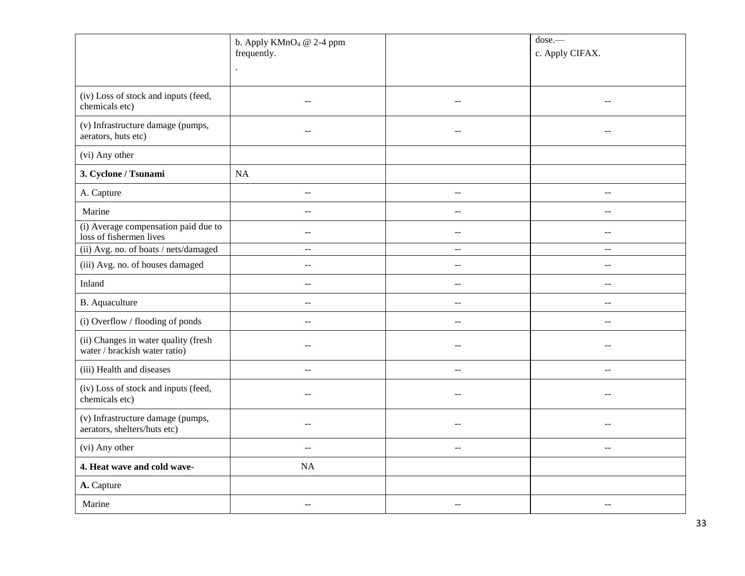| | | | |
|---|---|---|---|
| | b. Apply $KMnO_4$ @ 2-4 ppm frequently.<br>. | | dose.—<br>c. Apply CIFAX. |
| (iv) Loss of stock and inputs (feed, chemicals etc) | -- | -- | -- |
| (v) Infrastructure damage (pumps, aerators, huts etc) | -- | -- | -- |
| (vi) Any other | | | |
| **3. Cyclone / Tsunami** | NA | | |
| A. Capture | -- | -- | -- |
| Marine | -- | -- | -- |
| (i) Average compensation paid due to loss of fishermen lives | -- | -- | -- |
| (ii) Avg. no. of boats / nets/damaged | -- | -- | -- |
| (iii) Avg. no. of houses damaged | -- | -- | -- |
| Inland | -- | -- | -- |
| B. Aquaculture | -- | -- | -- |
| (i) Overflow / flooding of ponds | -- | -- | -- |
| (ii) Changes in water quality (fresh water / brackish water ratio) | -- | -- | -- |
| (iii) Health and diseases | -- | -- | -- |
| (iv) Loss of stock and inputs (feed, chemicals etc) | -- | -- | -- |
| (v) Infrastructure damage (pumps, aerators, shelters/huts etc) | -- | -- | -- |
| (vi) Any other | -- | -- | -- |
| **4. Heat wave and cold wave-** | NA | | |
| **A.** Capture | | | |
| Marine | -- | -- | -- |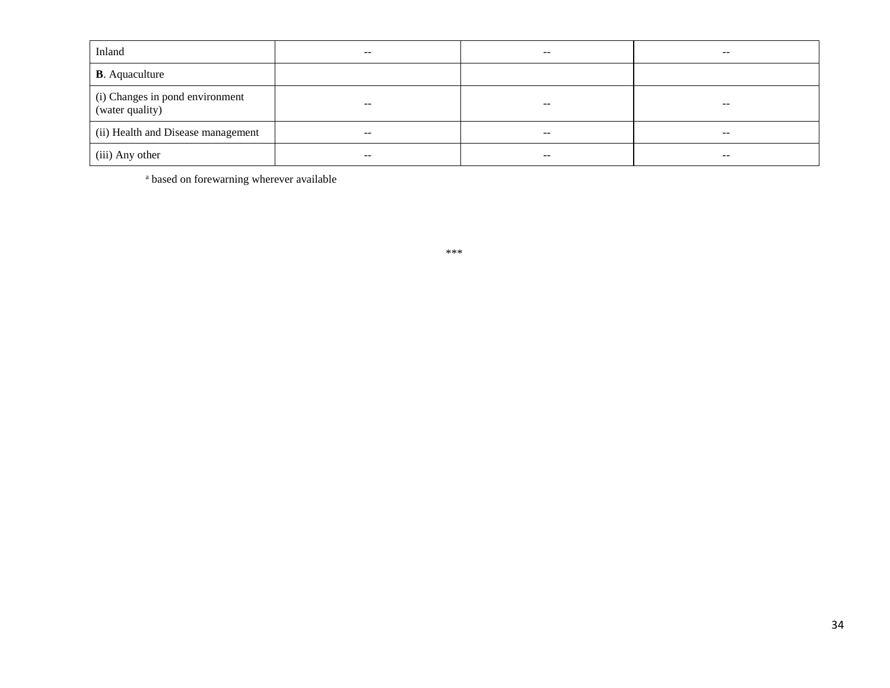| | | | |
|---|---|---|---|
| Inland | -- | -- | -- |
| **B**. Aquaculture | | | |
| (i) Changes in pond environment (water quality) | -- | -- | -- |
| (ii) Health and Disease management | -- | -- | -- |
| (iii) Any other | -- | -- | -- |

[a] based on forewarning wherever available

***